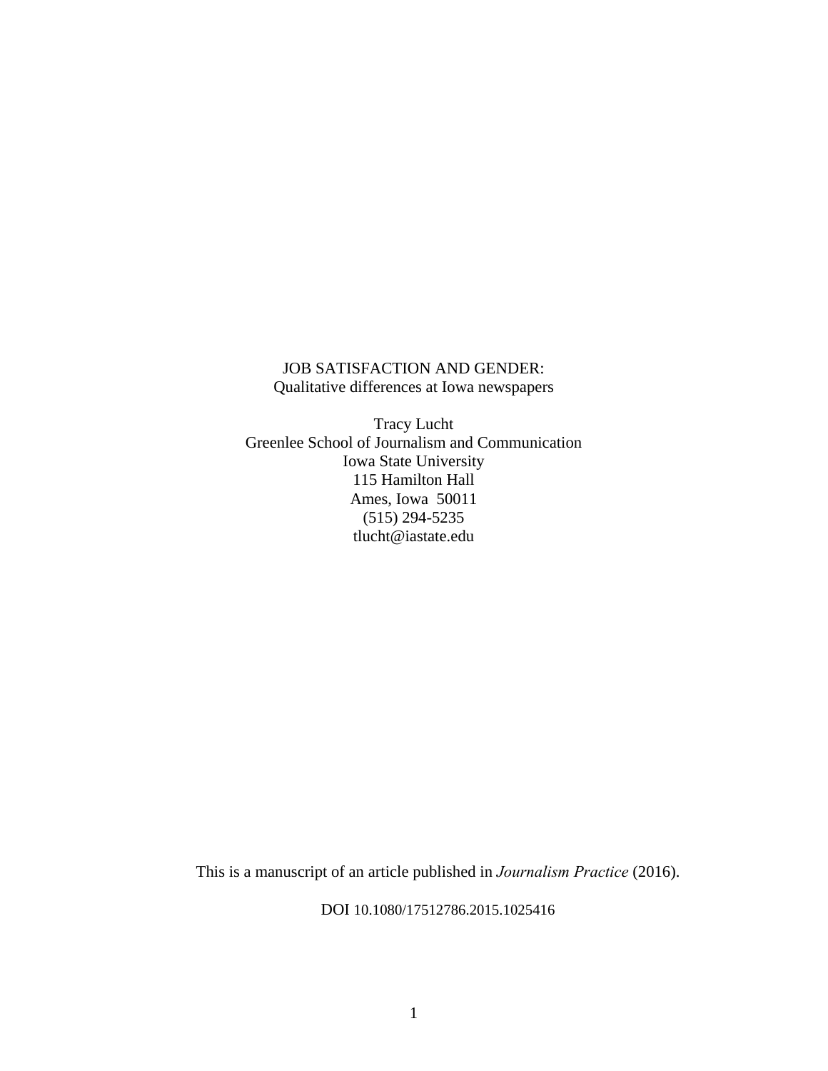# JOB SATISFACTION AND GENDER:
## Qualitative differences at Iowa newspapers

Tracy Lucht
Greenlee School of Journalism and Communication
Iowa State University
115 Hamilton Hall
Ames, Iowa 50011
(515) 294-5235
tlucht@iastate.edu

This is a manuscript of an article published in *Journalism Practice* (2016).

DOI 10.1080/17512786.2015.1025416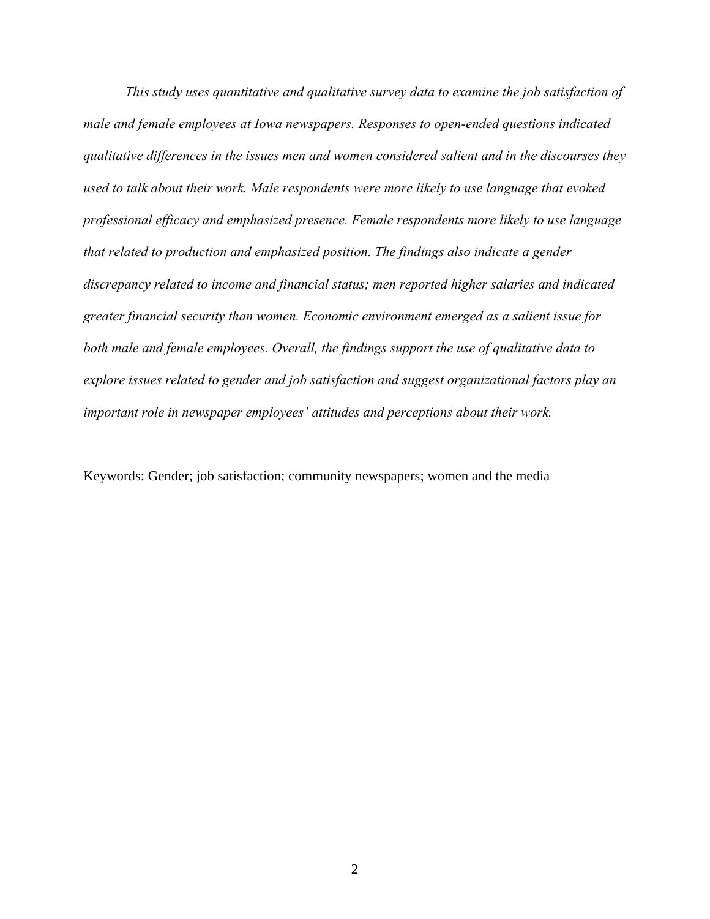*This study uses quantitative and qualitative survey data to examine the job satisfaction of male and female employees at Iowa newspapers. Responses to open-ended questions indicated qualitative differences in the issues men and women considered salient and in the discourses they used to talk about their work. Male respondents were more likely to use language that evoked professional efficacy and emphasized presence. Female respondents more likely to use language that related to production and emphasized position. The findings also indicate a gender discrepancy related to income and financial status; men reported higher salaries and indicated greater financial security than women. Economic environment emerged as a salient issue for both male and female employees. Overall, the findings support the use of qualitative data to explore issues related to gender and job satisfaction and suggest organizational factors play an important role in newspaper employees' attitudes and perceptions about their work.*

Keywords: Gender; job satisfaction; community newspapers; women and the media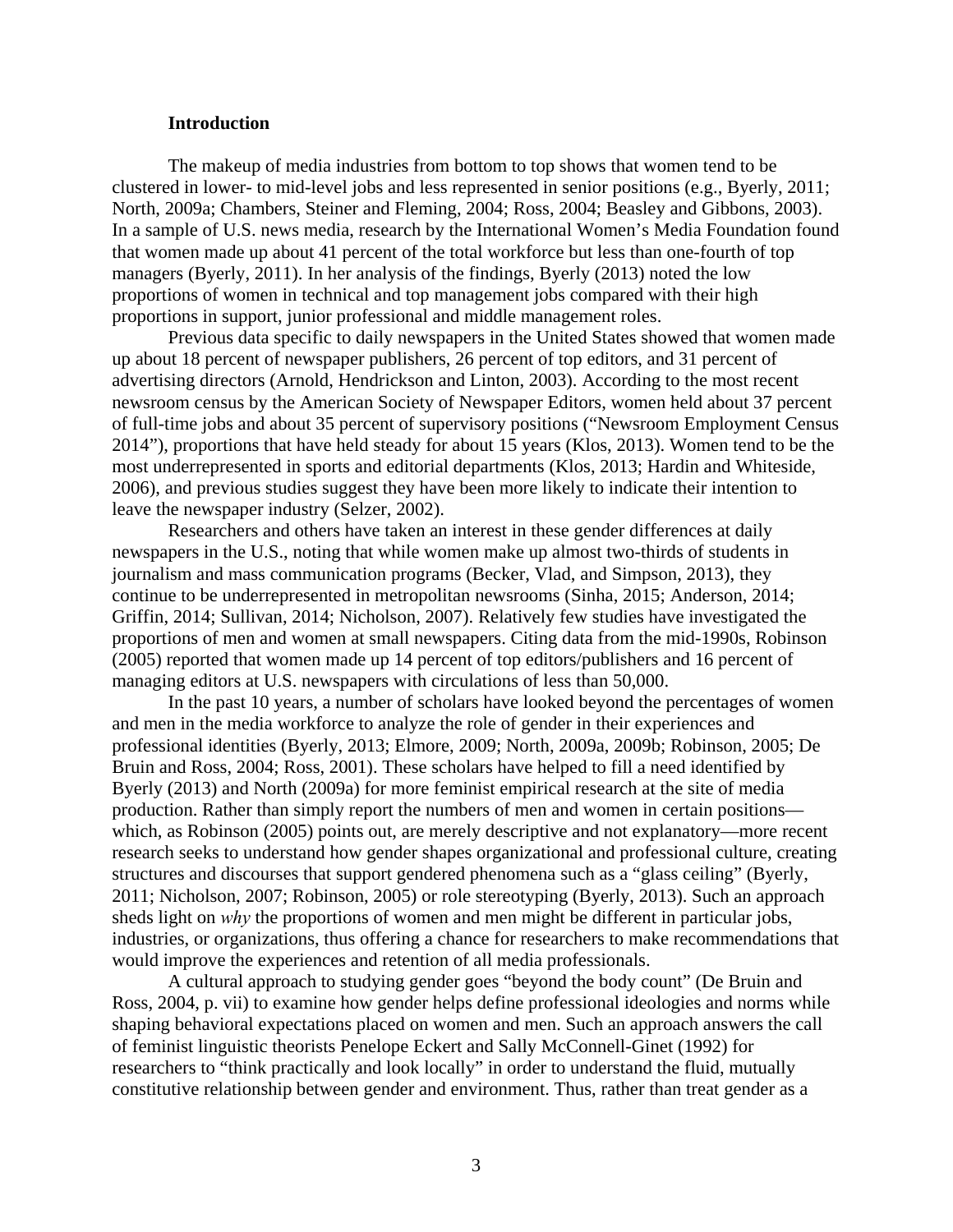## Introduction

The makeup of media industries from bottom to top shows that women tend to be clustered in lower- to mid-level jobs and less represented in senior positions (e.g., Byerly, 2011; North, 2009a; Chambers, Steiner and Fleming, 2004; Ross, 2004; Beasley and Gibbons, 2003). In a sample of U.S. news media, research by the International Women's Media Foundation found that women made up about 41 percent of the total workforce but less than one-fourth of top managers (Byerly, 2011). In her analysis of the findings, Byerly (2013) noted the low proportions of women in technical and top management jobs compared with their high proportions in support, junior professional and middle management roles.

Previous data specific to daily newspapers in the United States showed that women made up about 18 percent of newspaper publishers, 26 percent of top editors, and 31 percent of advertising directors (Arnold, Hendrickson and Linton, 2003). According to the most recent newsroom census by the American Society of Newspaper Editors, women held about 37 percent of full-time jobs and about 35 percent of supervisory positions ("Newsroom Employment Census 2014"), proportions that have held steady for about 15 years (Klos, 2013). Women tend to be the most underrepresented in sports and editorial departments (Klos, 2013; Hardin and Whiteside, 2006), and previous studies suggest they have been more likely to indicate their intention to leave the newspaper industry (Selzer, 2002).

Researchers and others have taken an interest in these gender differences at daily newspapers in the U.S., noting that while women make up almost two-thirds of students in journalism and mass communication programs (Becker, Vlad, and Simpson, 2013), they continue to be underrepresented in metropolitan newsrooms (Sinha, 2015; Anderson, 2014; Griffin, 2014; Sullivan, 2014; Nicholson, 2007). Relatively few studies have investigated the proportions of men and women at small newspapers. Citing data from the mid-1990s, Robinson (2005) reported that women made up 14 percent of top editors/publishers and 16 percent of managing editors at U.S. newspapers with circulations of less than 50,000.

In the past 10 years, a number of scholars have looked beyond the percentages of women and men in the media workforce to analyze the role of gender in their experiences and professional identities (Byerly, 2013; Elmore, 2009; North, 2009a, 2009b; Robinson, 2005; De Bruin and Ross, 2004; Ross, 2001). These scholars have helped to fill a need identified by Byerly (2013) and North (2009a) for more feminist empirical research at the site of media production. Rather than simply report the numbers of men and women in certain positions—which, as Robinson (2005) points out, are merely descriptive and not explanatory—more recent research seeks to understand how gender shapes organizational and professional culture, creating structures and discourses that support gendered phenomena such as a "glass ceiling" (Byerly, 2011; Nicholson, 2007; Robinson, 2005) or role stereotyping (Byerly, 2013). Such an approach sheds light on *why* the proportions of women and men might be different in particular jobs, industries, or organizations, thus offering a chance for researchers to make recommendations that would improve the experiences and retention of all media professionals.

A cultural approach to studying gender goes "beyond the body count" (De Bruin and Ross, 2004, p. vii) to examine how gender helps define professional ideologies and norms while shaping behavioral expectations placed on women and men. Such an approach answers the call of feminist linguistic theorists Penelope Eckert and Sally McConnell-Ginet (1992) for researchers to "think practically and look locally" in order to understand the fluid, mutually constitutive relationship between gender and environment. Thus, rather than treat gender as a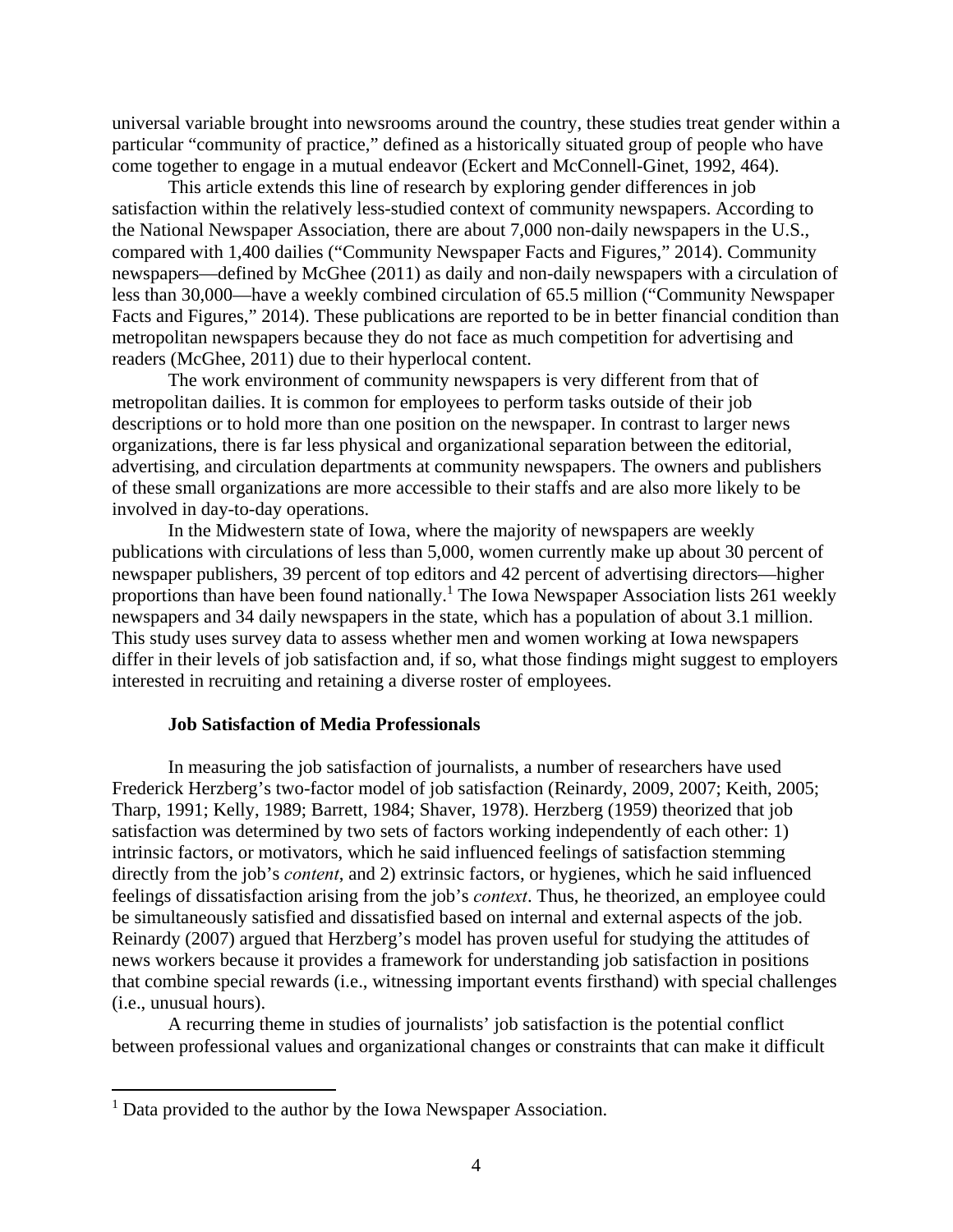universal variable brought into newsrooms around the country, these studies treat gender within a particular "community of practice," defined as a historically situated group of people who have come together to engage in a mutual endeavor (Eckert and McConnell-Ginet, 1992, 464).

This article extends this line of research by exploring gender differences in job satisfaction within the relatively less-studied context of community newspapers. According to the National Newspaper Association, there are about 7,000 non-daily newspapers in the U.S., compared with 1,400 dailies ("Community Newspaper Facts and Figures," 2014). Community newspapers—defined by McGhee (2011) as daily and non-daily newspapers with a circulation of less than 30,000—have a weekly combined circulation of 65.5 million ("Community Newspaper Facts and Figures," 2014). These publications are reported to be in better financial condition than metropolitan newspapers because they do not face as much competition for advertising and readers (McGhee, 2011) due to their hyperlocal content.

The work environment of community newspapers is very different from that of metropolitan dailies. It is common for employees to perform tasks outside of their job descriptions or to hold more than one position on the newspaper. In contrast to larger news organizations, there is far less physical and organizational separation between the editorial, advertising, and circulation departments at community newspapers. The owners and publishers of these small organizations are more accessible to their staffs and are also more likely to be involved in day-to-day operations.

In the Midwestern state of Iowa, where the majority of newspapers are weekly publications with circulations of less than 5,000, women currently make up about 30 percent of newspaper publishers, 39 percent of top editors and 42 percent of advertising directors—higher proportions than have been found nationally.[1] The Iowa Newspaper Association lists 261 weekly newspapers and 34 daily newspapers in the state, which has a population of about 3.1 million. This study uses survey data to assess whether men and women working at Iowa newspapers differ in their levels of job satisfaction and, if so, what those findings might suggest to employers interested in recruiting and retaining a diverse roster of employees.

### Job Satisfaction of Media Professionals

In measuring the job satisfaction of journalists, a number of researchers have used Frederick Herzberg's two-factor model of job satisfaction (Reinardy, 2009, 2007; Keith, 2005; Tharp, 1991; Kelly, 1989; Barrett, 1984; Shaver, 1978). Herzberg (1959) theorized that job satisfaction was determined by two sets of factors working independently of each other: 1) intrinsic factors, or motivators, which he said influenced feelings of satisfaction stemming directly from the job's *content*, and 2) extrinsic factors, or hygienes, which he said influenced feelings of dissatisfaction arising from the job's *context*. Thus, he theorized, an employee could be simultaneously satisfied and dissatisfied based on internal and external aspects of the job. Reinardy (2007) argued that Herzberg's model has proven useful for studying the attitudes of news workers because it provides a framework for understanding job satisfaction in positions that combine special rewards (i.e., witnessing important events firsthand) with special challenges (i.e., unusual hours).

A recurring theme in studies of journalists' job satisfaction is the potential conflict between professional values and organizational changes or constraints that can make it difficult

[1] Data provided to the author by the Iowa Newspaper Association.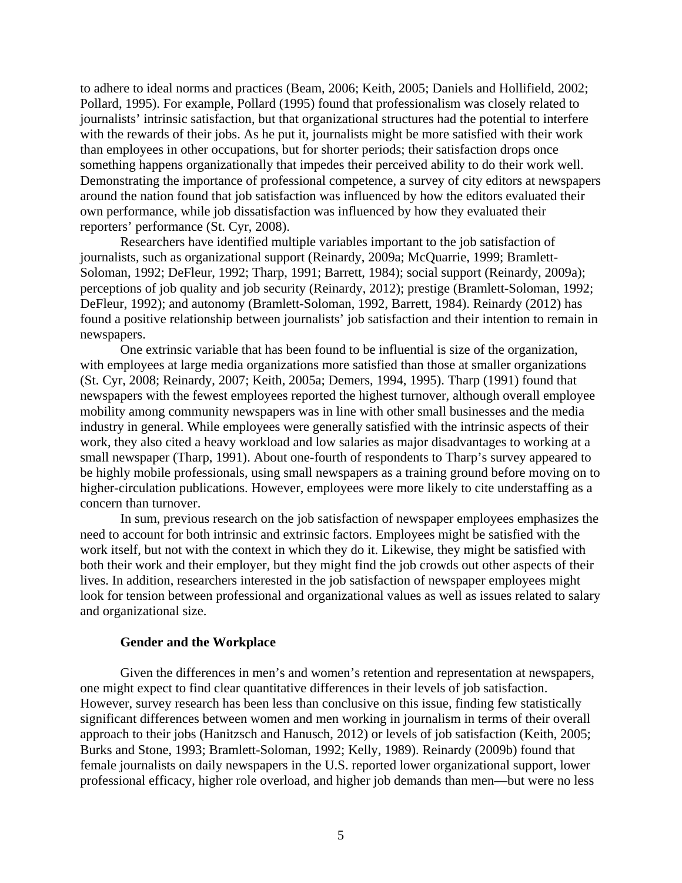to adhere to ideal norms and practices (Beam, 2006; Keith, 2005; Daniels and Hollifield, 2002; Pollard, 1995). For example, Pollard (1995) found that professionalism was closely related to journalists' intrinsic satisfaction, but that organizational structures had the potential to interfere with the rewards of their jobs. As he put it, journalists might be more satisfied with their work than employees in other occupations, but for shorter periods; their satisfaction drops once something happens organizationally that impedes their perceived ability to do their work well. Demonstrating the importance of professional competence, a survey of city editors at newspapers around the nation found that job satisfaction was influenced by how the editors evaluated their own performance, while job dissatisfaction was influenced by how they evaluated their reporters' performance (St. Cyr, 2008).

Researchers have identified multiple variables important to the job satisfaction of journalists, such as organizational support (Reinardy, 2009a; McQuarrie, 1999; Bramlett-Soloman, 1992; DeFleur, 1992; Tharp, 1991; Barrett, 1984); social support (Reinardy, 2009a); perceptions of job quality and job security (Reinardy, 2012); prestige (Bramlett-Soloman, 1992; DeFleur, 1992); and autonomy (Bramlett-Soloman, 1992, Barrett, 1984). Reinardy (2012) has found a positive relationship between journalists' job satisfaction and their intention to remain in newspapers.

One extrinsic variable that has been found to be influential is size of the organization, with employees at large media organizations more satisfied than those at smaller organizations (St. Cyr, 2008; Reinardy, 2007; Keith, 2005a; Demers, 1994, 1995). Tharp (1991) found that newspapers with the fewest employees reported the highest turnover, although overall employee mobility among community newspapers was in line with other small businesses and the media industry in general. While employees were generally satisfied with the intrinsic aspects of their work, they also cited a heavy workload and low salaries as major disadvantages to working at a small newspaper (Tharp, 1991). About one-fourth of respondents to Tharp's survey appeared to be highly mobile professionals, using small newspapers as a training ground before moving on to higher-circulation publications. However, employees were more likely to cite understaffing as a concern than turnover.

In sum, previous research on the job satisfaction of newspaper employees emphasizes the need to account for both intrinsic and extrinsic factors. Employees might be satisfied with the work itself, but not with the context in which they do it. Likewise, they might be satisfied with both their work and their employer, but they might find the job crowds out other aspects of their lives. In addition, researchers interested in the job satisfaction of newspaper employees might look for tension between professional and organizational values as well as issues related to salary and organizational size.

### Gender and the Workplace

Given the differences in men's and women's retention and representation at newspapers, one might expect to find clear quantitative differences in their levels of job satisfaction. However, survey research has been less than conclusive on this issue, finding few statistically significant differences between women and men working in journalism in terms of their overall approach to their jobs (Hanitzsch and Hanusch, 2012) or levels of job satisfaction (Keith, 2005; Burks and Stone, 1993; Bramlett-Soloman, 1992; Kelly, 1989). Reinardy (2009b) found that female journalists on daily newspapers in the U.S. reported lower organizational support, lower professional efficacy, higher role overload, and higher job demands than men—but were no less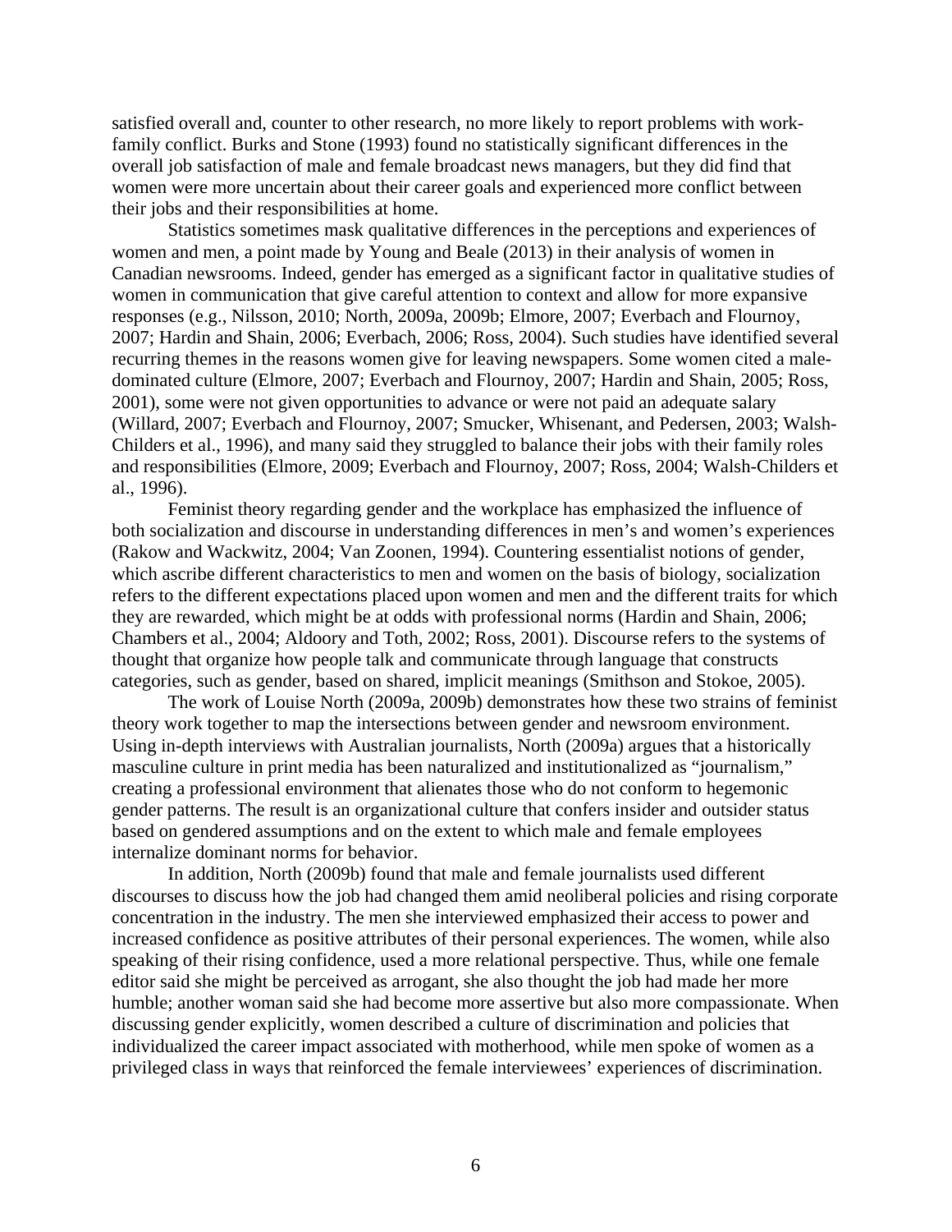satisfied overall and, counter to other research, no more likely to report problems with work-family conflict. Burks and Stone (1993) found no statistically significant differences in the overall job satisfaction of male and female broadcast news managers, but they did find that women were more uncertain about their career goals and experienced more conflict between their jobs and their responsibilities at home.

Statistics sometimes mask qualitative differences in the perceptions and experiences of women and men, a point made by Young and Beale (2013) in their analysis of women in Canadian newsrooms. Indeed, gender has emerged as a significant factor in qualitative studies of women in communication that give careful attention to context and allow for more expansive responses (e.g., Nilsson, 2010; North, 2009a, 2009b; Elmore, 2007; Everbach and Flournoy, 2007; Hardin and Shain, 2006; Everbach, 2006; Ross, 2004). Such studies have identified several recurring themes in the reasons women give for leaving newspapers. Some women cited a male-dominated culture (Elmore, 2007; Everbach and Flournoy, 2007; Hardin and Shain, 2005; Ross, 2001), some were not given opportunities to advance or were not paid an adequate salary (Willard, 2007; Everbach and Flournoy, 2007; Smucker, Whisenant, and Pedersen, 2003; Walsh-Childers et al., 1996), and many said they struggled to balance their jobs with their family roles and responsibilities (Elmore, 2009; Everbach and Flournoy, 2007; Ross, 2004; Walsh-Childers et al., 1996).

Feminist theory regarding gender and the workplace has emphasized the influence of both socialization and discourse in understanding differences in men's and women's experiences (Rakow and Wackwitz, 2004; Van Zoonen, 1994). Countering essentialist notions of gender, which ascribe different characteristics to men and women on the basis of biology, socialization refers to the different expectations placed upon women and men and the different traits for which they are rewarded, which might be at odds with professional norms (Hardin and Shain, 2006; Chambers et al., 2004; Aldoory and Toth, 2002; Ross, 2001). Discourse refers to the systems of thought that organize how people talk and communicate through language that constructs categories, such as gender, based on shared, implicit meanings (Smithson and Stokoe, 2005).

The work of Louise North (2009a, 2009b) demonstrates how these two strains of feminist theory work together to map the intersections between gender and newsroom environment. Using in-depth interviews with Australian journalists, North (2009a) argues that a historically masculine culture in print media has been naturalized and institutionalized as "journalism," creating a professional environment that alienates those who do not conform to hegemonic gender patterns. The result is an organizational culture that confers insider and outsider status based on gendered assumptions and on the extent to which male and female employees internalize dominant norms for behavior.

In addition, North (2009b) found that male and female journalists used different discourses to discuss how the job had changed them amid neoliberal policies and rising corporate concentration in the industry. The men she interviewed emphasized their access to power and increased confidence as positive attributes of their personal experiences. The women, while also speaking of their rising confidence, used a more relational perspective. Thus, while one female editor said she might be perceived as arrogant, she also thought the job had made her more humble; another woman said she had become more assertive but also more compassionate. When discussing gender explicitly, women described a culture of discrimination and policies that individualized the career impact associated with motherhood, while men spoke of women as a privileged class in ways that reinforced the female interviewees' experiences of discrimination.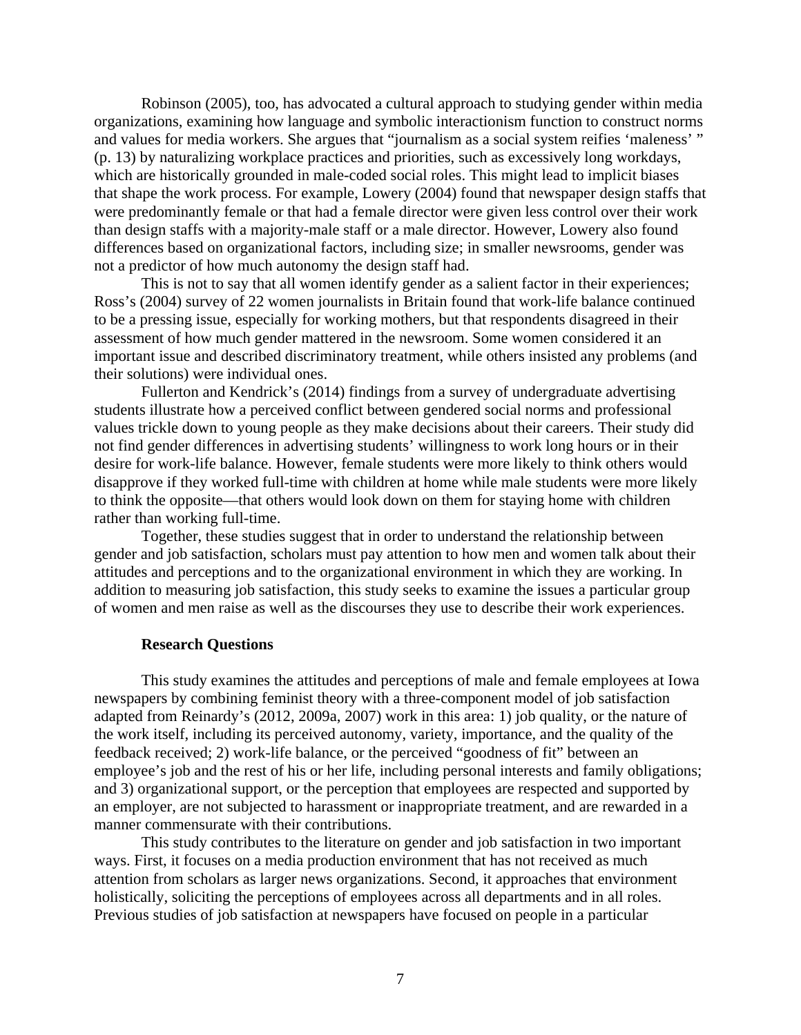Robinson (2005), too, has advocated a cultural approach to studying gender within media organizations, examining how language and symbolic interactionism function to construct norms and values for media workers. She argues that "journalism as a social system reifies 'maleness' " (p. 13) by naturalizing workplace practices and priorities, such as excessively long workdays, which are historically grounded in male-coded social roles. This might lead to implicit biases that shape the work process. For example, Lowery (2004) found that newspaper design staffs that were predominantly female or that had a female director were given less control over their work than design staffs with a majority-male staff or a male director. However, Lowery also found differences based on organizational factors, including size; in smaller newsrooms, gender was not a predictor of how much autonomy the design staff had.

This is not to say that all women identify gender as a salient factor in their experiences; Ross's (2004) survey of 22 women journalists in Britain found that work-life balance continued to be a pressing issue, especially for working mothers, but that respondents disagreed in their assessment of how much gender mattered in the newsroom. Some women considered it an important issue and described discriminatory treatment, while others insisted any problems (and their solutions) were individual ones.

Fullerton and Kendrick's (2014) findings from a survey of undergraduate advertising students illustrate how a perceived conflict between gendered social norms and professional values trickle down to young people as they make decisions about their careers. Their study did not find gender differences in advertising students' willingness to work long hours or in their desire for work-life balance. However, female students were more likely to think others would disapprove if they worked full-time with children at home while male students were more likely to think the opposite—that others would look down on them for staying home with children rather than working full-time.

Together, these studies suggest that in order to understand the relationship between gender and job satisfaction, scholars must pay attention to how men and women talk about their attitudes and perceptions and to the organizational environment in which they are working. In addition to measuring job satisfaction, this study seeks to examine the issues a particular group of women and men raise as well as the discourses they use to describe their work experiences.

## Research Questions

This study examines the attitudes and perceptions of male and female employees at Iowa newspapers by combining feminist theory with a three-component model of job satisfaction adapted from Reinardy's (2012, 2009a, 2007) work in this area: 1) job quality, or the nature of the work itself, including its perceived autonomy, variety, importance, and the quality of the feedback received; 2) work-life balance, or the perceived "goodness of fit" between an employee's job and the rest of his or her life, including personal interests and family obligations; and 3) organizational support, or the perception that employees are respected and supported by an employer, are not subjected to harassment or inappropriate treatment, and are rewarded in a manner commensurate with their contributions.

This study contributes to the literature on gender and job satisfaction in two important ways. First, it focuses on a media production environment that has not received as much attention from scholars as larger news organizations. Second, it approaches that environment holistically, soliciting the perceptions of employees across all departments and in all roles. Previous studies of job satisfaction at newspapers have focused on people in a particular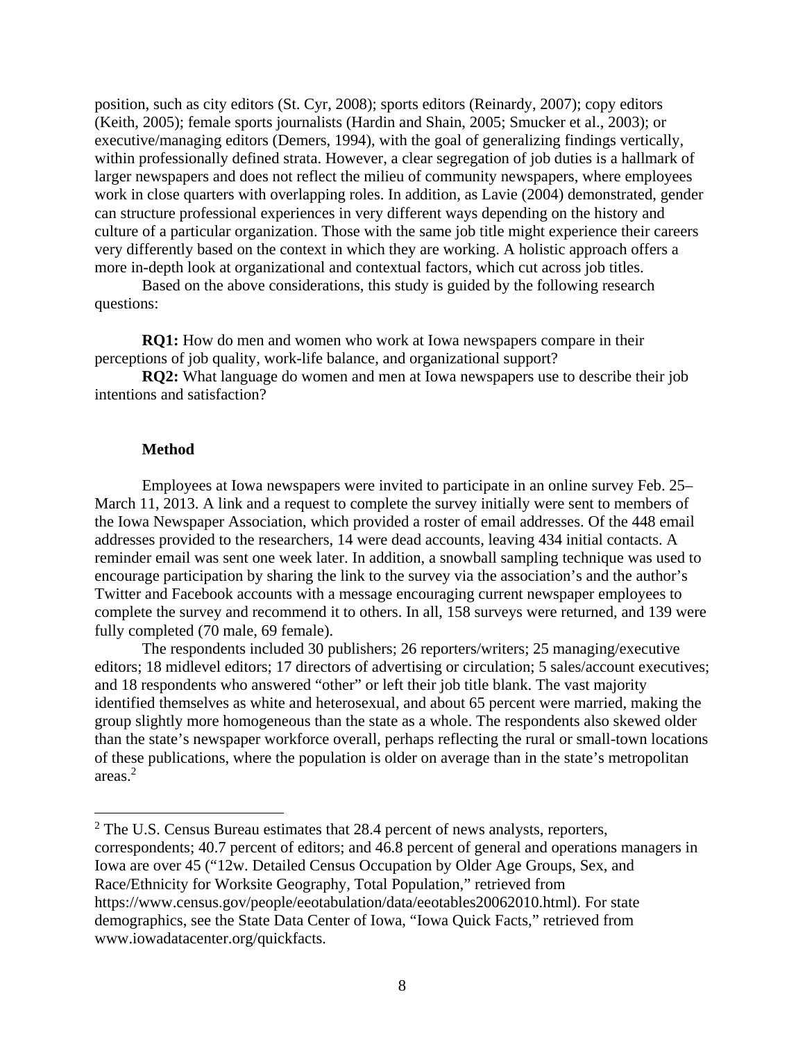position, such as city editors (St. Cyr, 2008); sports editors (Reinardy, 2007); copy editors (Keith, 2005); female sports journalists (Hardin and Shain, 2005; Smucker et al., 2003); or executive/managing editors (Demers, 1994), with the goal of generalizing findings vertically, within professionally defined strata. However, a clear segregation of job duties is a hallmark of larger newspapers and does not reflect the milieu of community newspapers, where employees work in close quarters with overlapping roles. In addition, as Lavie (2004) demonstrated, gender can structure professional experiences in very different ways depending on the history and culture of a particular organization. Those with the same job title might experience their careers very differently based on the context in which they are working. A holistic approach offers a more in-depth look at organizational and contextual factors, which cut across job titles.

Based on the above considerations, this study is guided by the following research questions:

**RQ1:** How do men and women who work at Iowa newspapers compare in their perceptions of job quality, work-life balance, and organizational support?

**RQ2:** What language do women and men at Iowa newspapers use to describe their job intentions and satisfaction?

## Method

Employees at Iowa newspapers were invited to participate in an online survey Feb. 25–March 11, 2013. A link and a request to complete the survey initially were sent to members of the Iowa Newspaper Association, which provided a roster of email addresses. Of the 448 email addresses provided to the researchers, 14 were dead accounts, leaving 434 initial contacts. A reminder email was sent one week later. In addition, a snowball sampling technique was used to encourage participation by sharing the link to the survey via the association's and the author's Twitter and Facebook accounts with a message encouraging current newspaper employees to complete the survey and recommend it to others. In all, 158 surveys were returned, and 139 were fully completed (70 male, 69 female).

The respondents included 30 publishers; 26 reporters/writers; 25 managing/executive editors; 18 midlevel editors; 17 directors of advertising or circulation; 5 sales/account executives; and 18 respondents who answered "other" or left their job title blank. The vast majority identified themselves as white and heterosexual, and about 65 percent were married, making the group slightly more homogeneous than the state as a whole. The respondents also skewed older than the state's newspaper workforce overall, perhaps reflecting the rural or small-town locations of these publications, where the population is older on average than in the state's metropolitan areas.[2]

---

[2] The U.S. Census Bureau estimates that 28.4 percent of news analysts, reporters, correspondents; 40.7 percent of editors; and 46.8 percent of general and operations managers in Iowa are over 45 ("12w. Detailed Census Occupation by Older Age Groups, Sex, and Race/Ethnicity for Worksite Geography, Total Population," retrieved from https://www.census.gov/people/eeotabulation/data/eeotables20062010.html). For state demographics, see the State Data Center of Iowa, "Iowa Quick Facts," retrieved from www.iowadatacenter.org/quickfacts.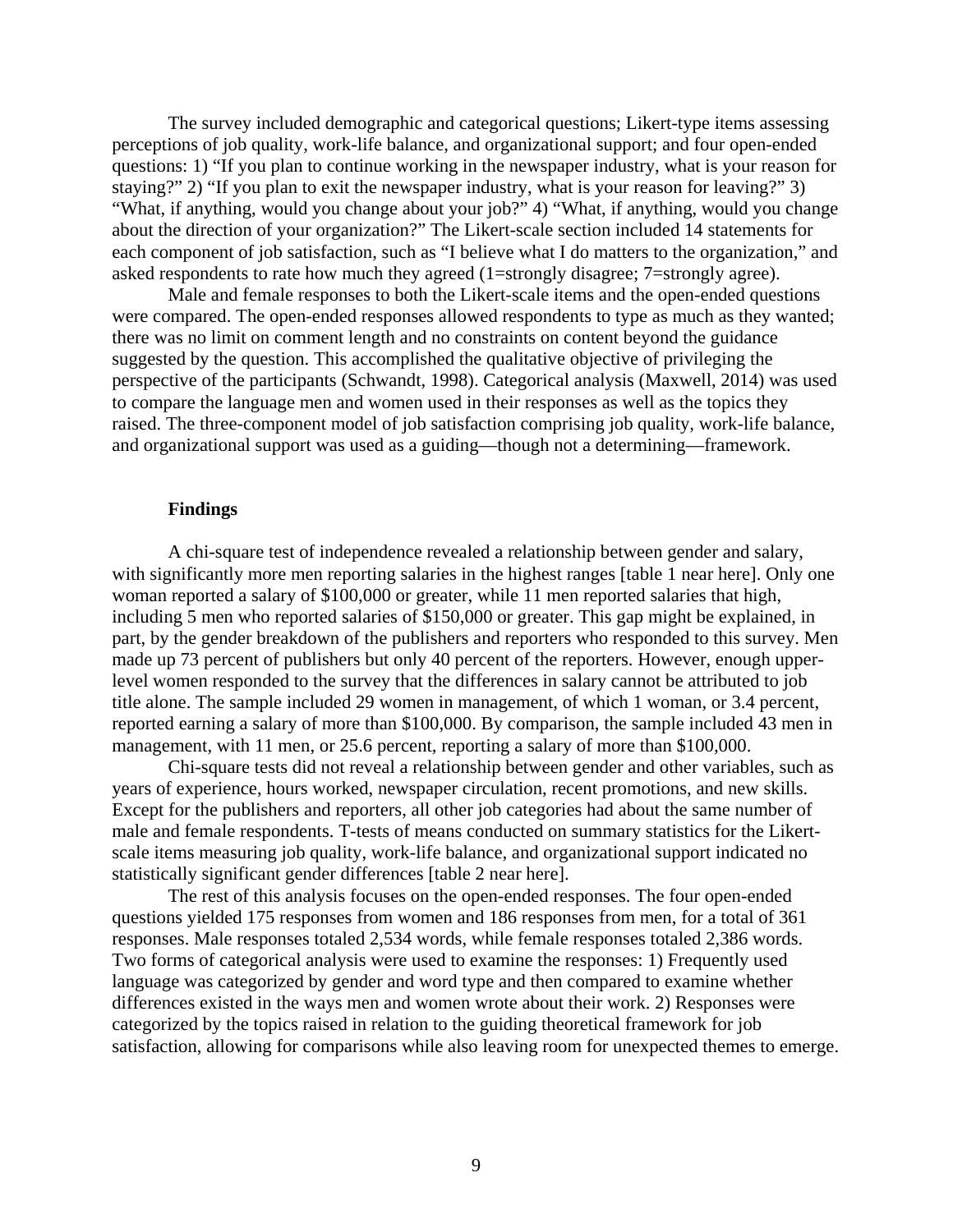The survey included demographic and categorical questions; Likert-type items assessing perceptions of job quality, work-life balance, and organizational support; and four open-ended questions: 1) "If you plan to continue working in the newspaper industry, what is your reason for staying?" 2) "If you plan to exit the newspaper industry, what is your reason for leaving?" 3) "What, if anything, would you change about your job?" 4) "What, if anything, would you change about the direction of your organization?" The Likert-scale section included 14 statements for each component of job satisfaction, such as "I believe what I do matters to the organization," and asked respondents to rate how much they agreed (1=strongly disagree; 7=strongly agree).

Male and female responses to both the Likert-scale items and the open-ended questions were compared. The open-ended responses allowed respondents to type as much as they wanted; there was no limit on comment length and no constraints on content beyond the guidance suggested by the question. This accomplished the qualitative objective of privileging the perspective of the participants (Schwandt, 1998). Categorical analysis (Maxwell, 2014) was used to compare the language men and women used in their responses as well as the topics they raised. The three-component model of job satisfaction comprising job quality, work-life balance, and organizational support was used as a guiding—though not a determining—framework.

## Findings

A chi-square test of independence revealed a relationship between gender and salary, with significantly more men reporting salaries in the highest ranges [table 1 near here]. Only one woman reported a salary of $100,000 or greater, while 11 men reported salaries that high, including 5 men who reported salaries of $150,000 or greater. This gap might be explained, in part, by the gender breakdown of the publishers and reporters who responded to this survey. Men made up 73 percent of publishers but only 40 percent of the reporters. However, enough upper-level women responded to the survey that the differences in salary cannot be attributed to job title alone. The sample included 29 women in management, of which 1 woman, or 3.4 percent, reported earning a salary of more than $100,000. By comparison, the sample included 43 men in management, with 11 men, or 25.6 percent, reporting a salary of more than $100,000.

Chi-square tests did not reveal a relationship between gender and other variables, such as years of experience, hours worked, newspaper circulation, recent promotions, and new skills. Except for the publishers and reporters, all other job categories had about the same number of male and female respondents. T-tests of means conducted on summary statistics for the Likert-scale items measuring job quality, work-life balance, and organizational support indicated no statistically significant gender differences [table 2 near here].

The rest of this analysis focuses on the open-ended responses. The four open-ended questions yielded 175 responses from women and 186 responses from men, for a total of 361 responses. Male responses totaled 2,534 words, while female responses totaled 2,386 words. Two forms of categorical analysis were used to examine the responses: 1) Frequently used language was categorized by gender and word type and then compared to examine whether differences existed in the ways men and women wrote about their work. 2) Responses were categorized by the topics raised in relation to the guiding theoretical framework for job satisfaction, allowing for comparisons while also leaving room for unexpected themes to emerge.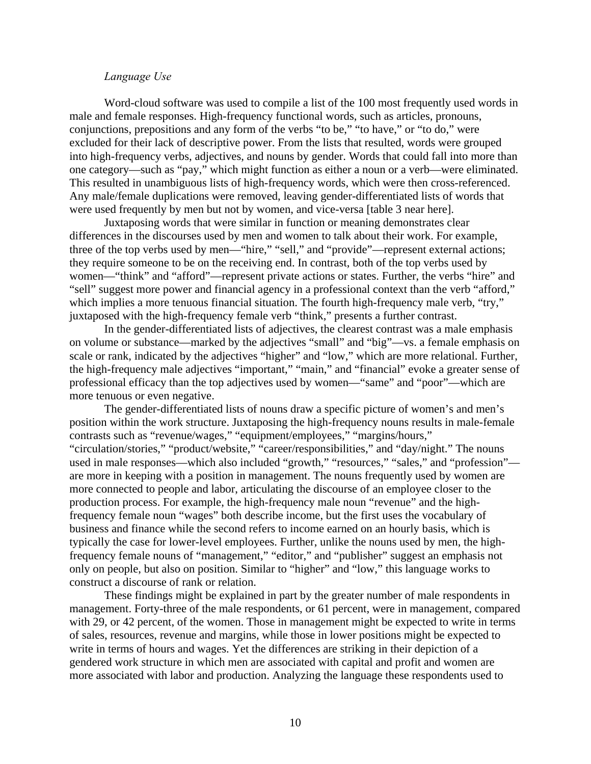*Language Use*

Word-cloud software was used to compile a list of the 100 most frequently used words in male and female responses. High-frequency functional words, such as articles, pronouns, conjunctions, prepositions and any form of the verbs "to be," "to have," or "to do," were excluded for their lack of descriptive power. From the lists that resulted, words were grouped into high-frequency verbs, adjectives, and nouns by gender. Words that could fall into more than one category—such as "pay," which might function as either a noun or a verb—were eliminated. This resulted in unambiguous lists of high-frequency words, which were then cross-referenced. Any male/female duplications were removed, leaving gender-differentiated lists of words that were used frequently by men but not by women, and vice-versa [table 3 near here].

Juxtaposing words that were similar in function or meaning demonstrates clear differences in the discourses used by men and women to talk about their work. For example, three of the top verbs used by men—"hire," "sell," and "provide"—represent external actions; they require someone to be on the receiving end. In contrast, both of the top verbs used by women—"think" and "afford"—represent private actions or states. Further, the verbs "hire" and "sell" suggest more power and financial agency in a professional context than the verb "afford," which implies a more tenuous financial situation. The fourth high-frequency male verb, "try," juxtaposed with the high-frequency female verb "think," presents a further contrast.

In the gender-differentiated lists of adjectives, the clearest contrast was a male emphasis on volume or substance—marked by the adjectives "small" and "big"—vs. a female emphasis on scale or rank, indicated by the adjectives "higher" and "low," which are more relational. Further, the high-frequency male adjectives "important," "main," and "financial" evoke a greater sense of professional efficacy than the top adjectives used by women—"same" and "poor"—which are more tenuous or even negative.

The gender-differentiated lists of nouns draw a specific picture of women's and men's position within the work structure. Juxtaposing the high-frequency nouns results in male-female contrasts such as "revenue/wages," "equipment/employees," "margins/hours," "circulation/stories," "product/website," "career/responsibilities," and "day/night." The nouns used in male responses—which also included "growth," "resources," "sales," and "profession"—are more in keeping with a position in management. The nouns frequently used by women are more connected to people and labor, articulating the discourse of an employee closer to the production process. For example, the high-frequency male noun "revenue" and the high-frequency female noun "wages" both describe income, but the first uses the vocabulary of business and finance while the second refers to income earned on an hourly basis, which is typically the case for lower-level employees. Further, unlike the nouns used by men, the high-frequency female nouns of "management," "editor," and "publisher" suggest an emphasis not only on people, but also on position. Similar to "higher" and "low," this language works to construct a discourse of rank or relation.

These findings might be explained in part by the greater number of male respondents in management. Forty-three of the male respondents, or 61 percent, were in management, compared with 29, or 42 percent, of the women. Those in management might be expected to write in terms of sales, resources, revenue and margins, while those in lower positions might be expected to write in terms of hours and wages. Yet the differences are striking in their depiction of a gendered work structure in which men are associated with capital and profit and women are more associated with labor and production. Analyzing the language these respondents used to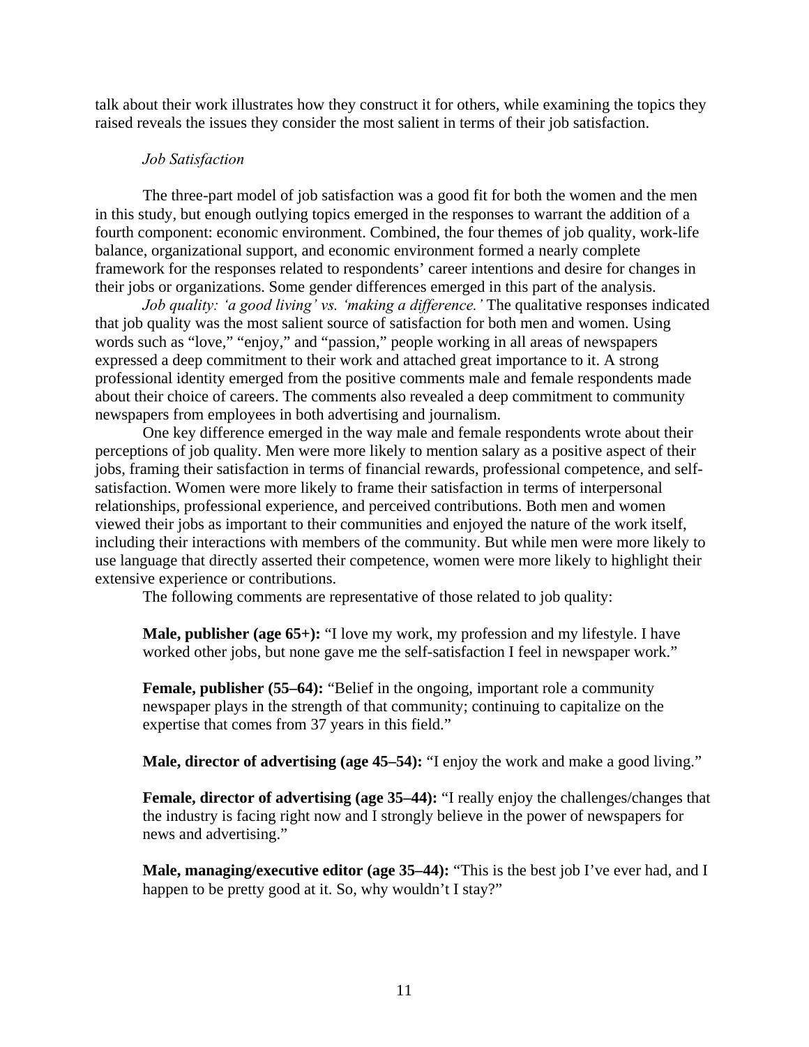talk about their work illustrates how they construct it for others, while examining the topics they raised reveals the issues they consider the most salient in terms of their job satisfaction.

*Job Satisfaction*

The three-part model of job satisfaction was a good fit for both the women and the men in this study, but enough outlying topics emerged in the responses to warrant the addition of a fourth component: economic environment. Combined, the four themes of job quality, work-life balance, organizational support, and economic environment formed a nearly complete framework for the responses related to respondents' career intentions and desire for changes in their jobs or organizations. Some gender differences emerged in this part of the analysis.

*Job quality: 'a good living' vs. 'making a difference.'* The qualitative responses indicated that job quality was the most salient source of satisfaction for both men and women. Using words such as "love," "enjoy," and "passion," people working in all areas of newspapers expressed a deep commitment to their work and attached great importance to it. A strong professional identity emerged from the positive comments male and female respondents made about their choice of careers. The comments also revealed a deep commitment to community newspapers from employees in both advertising and journalism.

One key difference emerged in the way male and female respondents wrote about their perceptions of job quality. Men were more likely to mention salary as a positive aspect of their jobs, framing their satisfaction in terms of financial rewards, professional competence, and self-satisfaction. Women were more likely to frame their satisfaction in terms of interpersonal relationships, professional experience, and perceived contributions. Both men and women viewed their jobs as important to their communities and enjoyed the nature of the work itself, including their interactions with members of the community. But while men were more likely to use language that directly asserted their competence, women were more likely to highlight their extensive experience or contributions.

The following comments are representative of those related to job quality:

> **Male, publisher (age 65+):** "I love my work, my profession and my lifestyle. I have worked other jobs, but none gave me the self-satisfaction I feel in newspaper work."
>
> **Female, publisher (55–64):** "Belief in the ongoing, important role a community newspaper plays in the strength of that community; continuing to capitalize on the expertise that comes from 37 years in this field."
>
> **Male, director of advertising (age 45–54):** "I enjoy the work and make a good living."
>
> **Female, director of advertising (age 35–44):** "I really enjoy the challenges/changes that the industry is facing right now and I strongly believe in the power of newspapers for news and advertising."
>
> **Male, managing/executive editor (age 35–44):** "This is the best job I've ever had, and I happen to be pretty good at it. So, why wouldn't I stay?"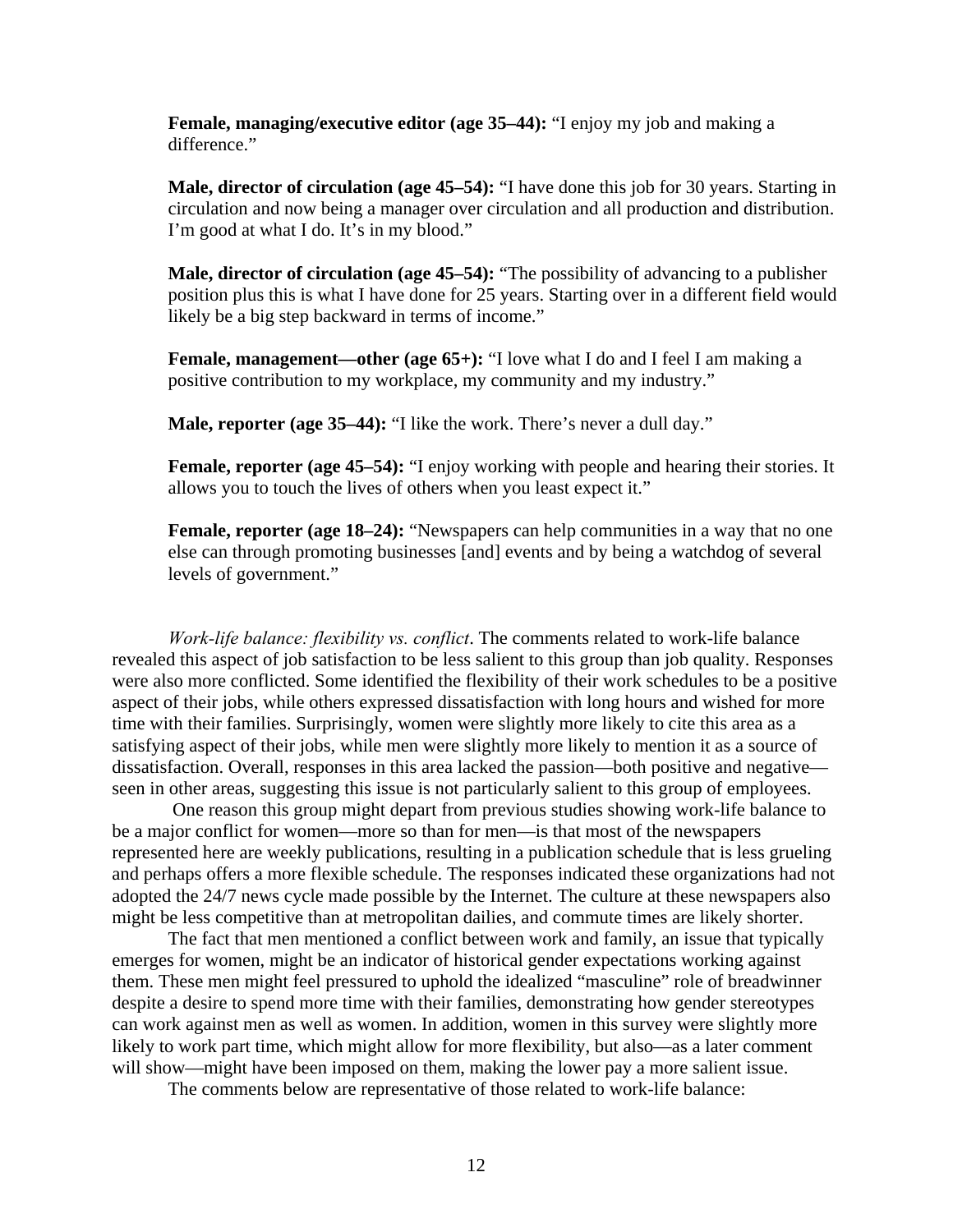**Female, managing/executive editor (age 35–44):** "I enjoy my job and making a difference."

**Male, director of circulation (age 45–54):** "I have done this job for 30 years. Starting in circulation and now being a manager over circulation and all production and distribution. I'm good at what I do. It's in my blood."

**Male, director of circulation (age 45–54):** "The possibility of advancing to a publisher position plus this is what I have done for 25 years. Starting over in a different field would likely be a big step backward in terms of income."

**Female, management—other (age 65+):** "I love what I do and I feel I am making a positive contribution to my workplace, my community and my industry."

**Male, reporter (age 35–44):** "I like the work. There's never a dull day."

**Female, reporter (age 45–54):** "I enjoy working with people and hearing their stories. It allows you to touch the lives of others when you least expect it."

**Female, reporter (age 18–24):** "Newspapers can help communities in a way that no one else can through promoting businesses [and] events and by being a watchdog of several levels of government."

*Work-life balance: flexibility vs. conflict*. The comments related to work-life balance revealed this aspect of job satisfaction to be less salient to this group than job quality. Responses were also more conflicted. Some identified the flexibility of their work schedules to be a positive aspect of their jobs, while others expressed dissatisfaction with long hours and wished for more time with their families. Surprisingly, women were slightly more likely to cite this area as a satisfying aspect of their jobs, while men were slightly more likely to mention it as a source of dissatisfaction. Overall, responses in this area lacked the passion—both positive and negative—seen in other areas, suggesting this issue is not particularly salient to this group of employees.

One reason this group might depart from previous studies showing work-life balance to be a major conflict for women—more so than for men—is that most of the newspapers represented here are weekly publications, resulting in a publication schedule that is less grueling and perhaps offers a more flexible schedule. The responses indicated these organizations had not adopted the 24/7 news cycle made possible by the Internet. The culture at these newspapers also might be less competitive than at metropolitan dailies, and commute times are likely shorter.

The fact that men mentioned a conflict between work and family, an issue that typically emerges for women, might be an indicator of historical gender expectations working against them. These men might feel pressured to uphold the idealized "masculine" role of breadwinner despite a desire to spend more time with their families, demonstrating how gender stereotypes can work against men as well as women. In addition, women in this survey were slightly more likely to work part time, which might allow for more flexibility, but also—as a later comment will show—might have been imposed on them, making the lower pay a more salient issue.

The comments below are representative of those related to work-life balance: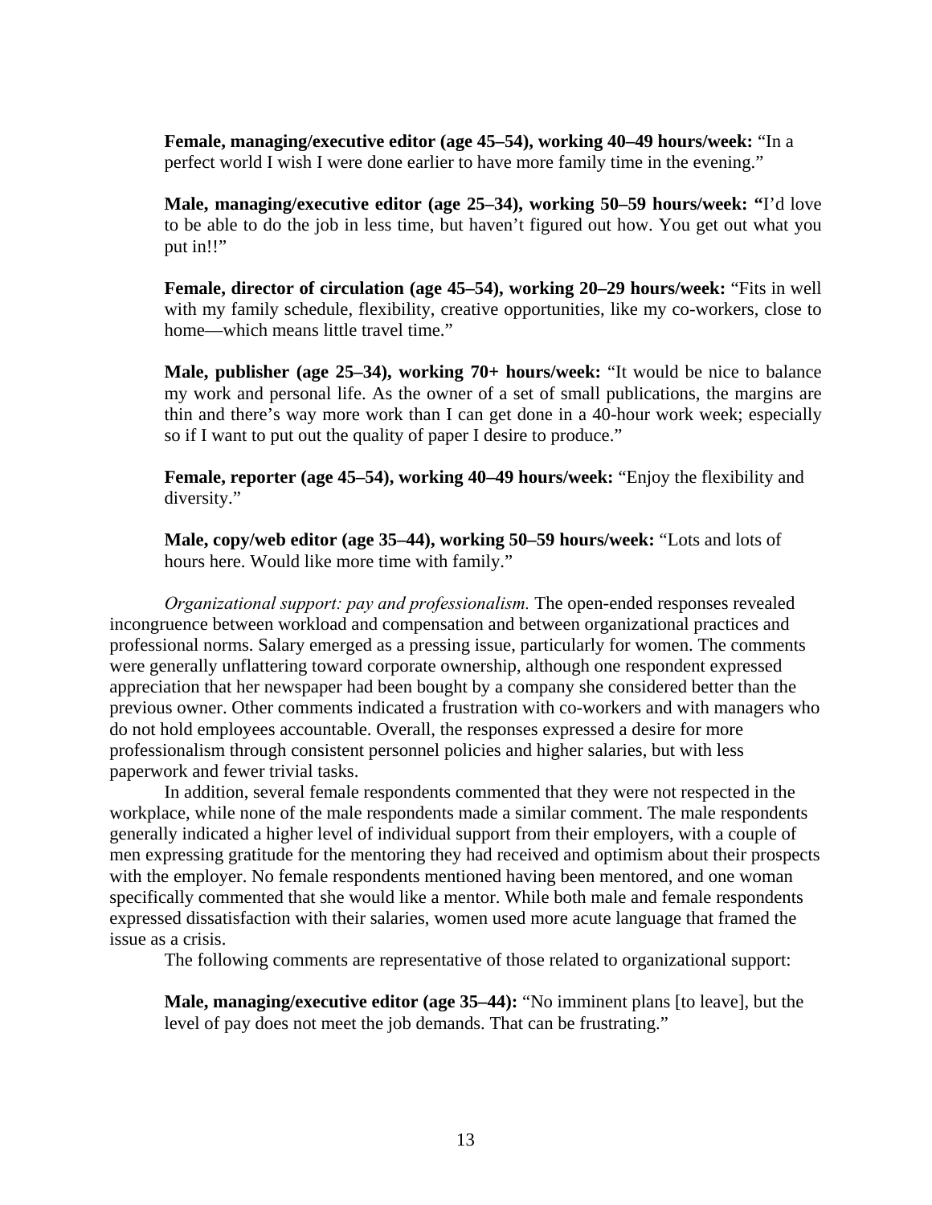**Female, managing/executive editor (age 45–54), working 40–49 hours/week:** "In a perfect world I wish I were done earlier to have more family time in the evening."

**Male, managing/executive editor (age 25–34), working 50–59 hours/week: "**I'd love to be able to do the job in less time, but haven't figured out how. You get out what you put in!!"

**Female, director of circulation (age 45–54), working 20–29 hours/week:** "Fits in well with my family schedule, flexibility, creative opportunities, like my co-workers, close to home—which means little travel time."

**Male, publisher (age 25–34), working 70+ hours/week:** "It would be nice to balance my work and personal life. As the owner of a set of small publications, the margins are thin and there's way more work than I can get done in a 40-hour work week; especially so if I want to put out the quality of paper I desire to produce."

**Female, reporter (age 45–54), working 40–49 hours/week:** "Enjoy the flexibility and diversity."

**Male, copy/web editor (age 35–44), working 50–59 hours/week:** "Lots and lots of hours here. Would like more time with family."

*Organizational support: pay and professionalism.* The open-ended responses revealed incongruence between workload and compensation and between organizational practices and professional norms. Salary emerged as a pressing issue, particularly for women. The comments were generally unflattering toward corporate ownership, although one respondent expressed appreciation that her newspaper had been bought by a company she considered better than the previous owner. Other comments indicated a frustration with co-workers and with managers who do not hold employees accountable. Overall, the responses expressed a desire for more professionalism through consistent personnel policies and higher salaries, but with less paperwork and fewer trivial tasks.

In addition, several female respondents commented that they were not respected in the workplace, while none of the male respondents made a similar comment. The male respondents generally indicated a higher level of individual support from their employers, with a couple of men expressing gratitude for the mentoring they had received and optimism about their prospects with the employer. No female respondents mentioned having been mentored, and one woman specifically commented that she would like a mentor. While both male and female respondents expressed dissatisfaction with their salaries, women used more acute language that framed the issue as a crisis.

The following comments are representative of those related to organizational support:

**Male, managing/executive editor (age 35–44):** "No imminent plans [to leave], but the level of pay does not meet the job demands. That can be frustrating."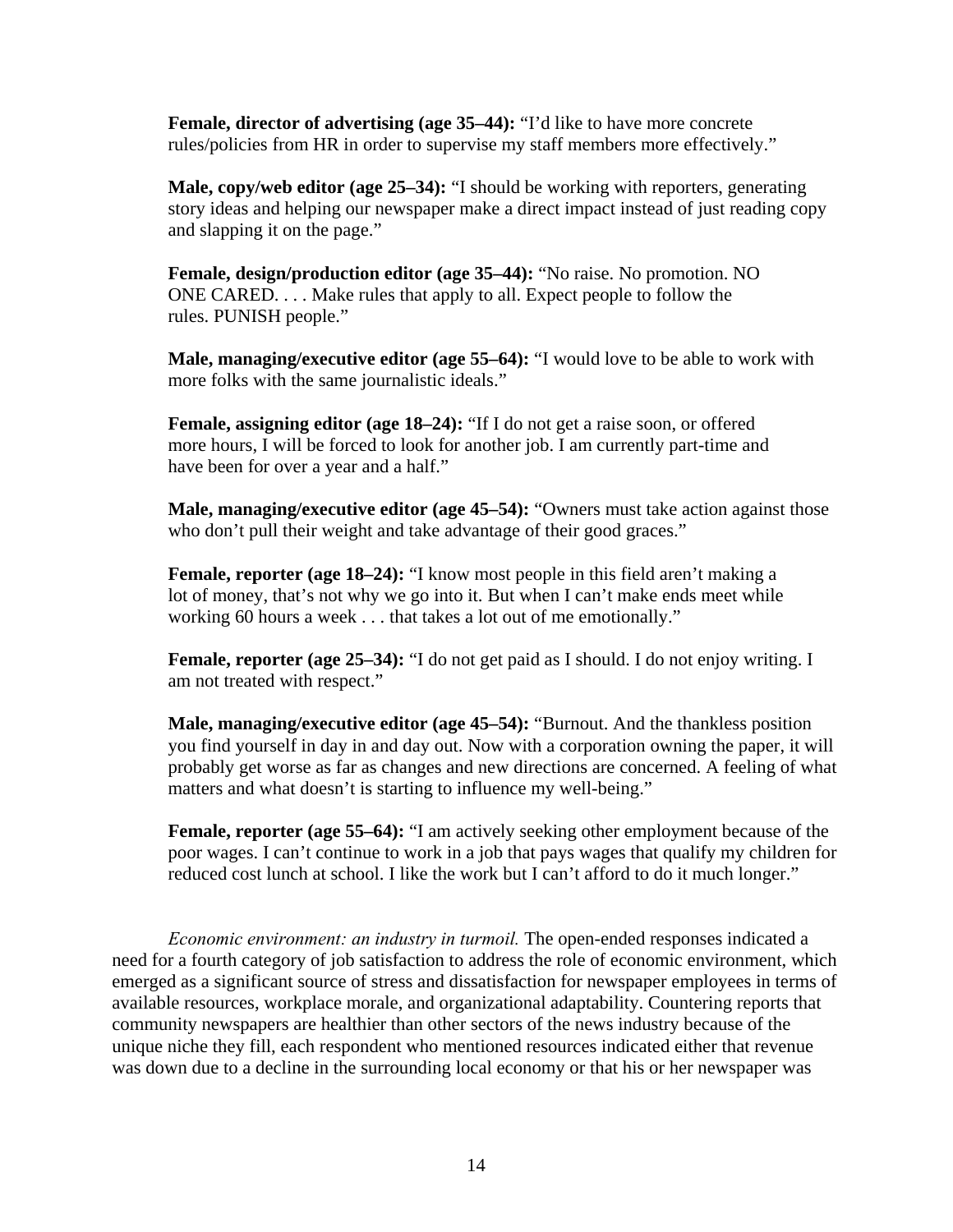**Female, director of advertising (age 35–44):** "I'd like to have more concrete rules/policies from HR in order to supervise my staff members more effectively."

**Male, copy/web editor (age 25–34):** "I should be working with reporters, generating story ideas and helping our newspaper make a direct impact instead of just reading copy and slapping it on the page."

**Female, design/production editor (age 35–44):** "No raise. No promotion. NO ONE CARED. . . . Make rules that apply to all. Expect people to follow the rules. PUNISH people."

**Male, managing/executive editor (age 55–64):** "I would love to be able to work with more folks with the same journalistic ideals."

**Female, assigning editor (age 18–24):** "If I do not get a raise soon, or offered more hours, I will be forced to look for another job. I am currently part-time and have been for over a year and a half."

**Male, managing/executive editor (age 45–54):** "Owners must take action against those who don't pull their weight and take advantage of their good graces."

**Female, reporter (age 18–24):** "I know most people in this field aren't making a lot of money, that's not why we go into it. But when I can't make ends meet while working 60 hours a week . . . that takes a lot out of me emotionally."

**Female, reporter (age 25–34):** "I do not get paid as I should. I do not enjoy writing. I am not treated with respect."

**Male, managing/executive editor (age 45–54):** "Burnout. And the thankless position you find yourself in day in and day out. Now with a corporation owning the paper, it will probably get worse as far as changes and new directions are concerned. A feeling of what matters and what doesn't is starting to influence my well-being."

**Female, reporter (age 55–64):** "I am actively seeking other employment because of the poor wages. I can't continue to work in a job that pays wages that qualify my children for reduced cost lunch at school. I like the work but I can't afford to do it much longer."

*Economic environment: an industry in turmoil.* The open-ended responses indicated a need for a fourth category of job satisfaction to address the role of economic environment, which emerged as a significant source of stress and dissatisfaction for newspaper employees in terms of available resources, workplace morale, and organizational adaptability. Countering reports that community newspapers are healthier than other sectors of the news industry because of the unique niche they fill, each respondent who mentioned resources indicated either that revenue was down due to a decline in the surrounding local economy or that his or her newspaper was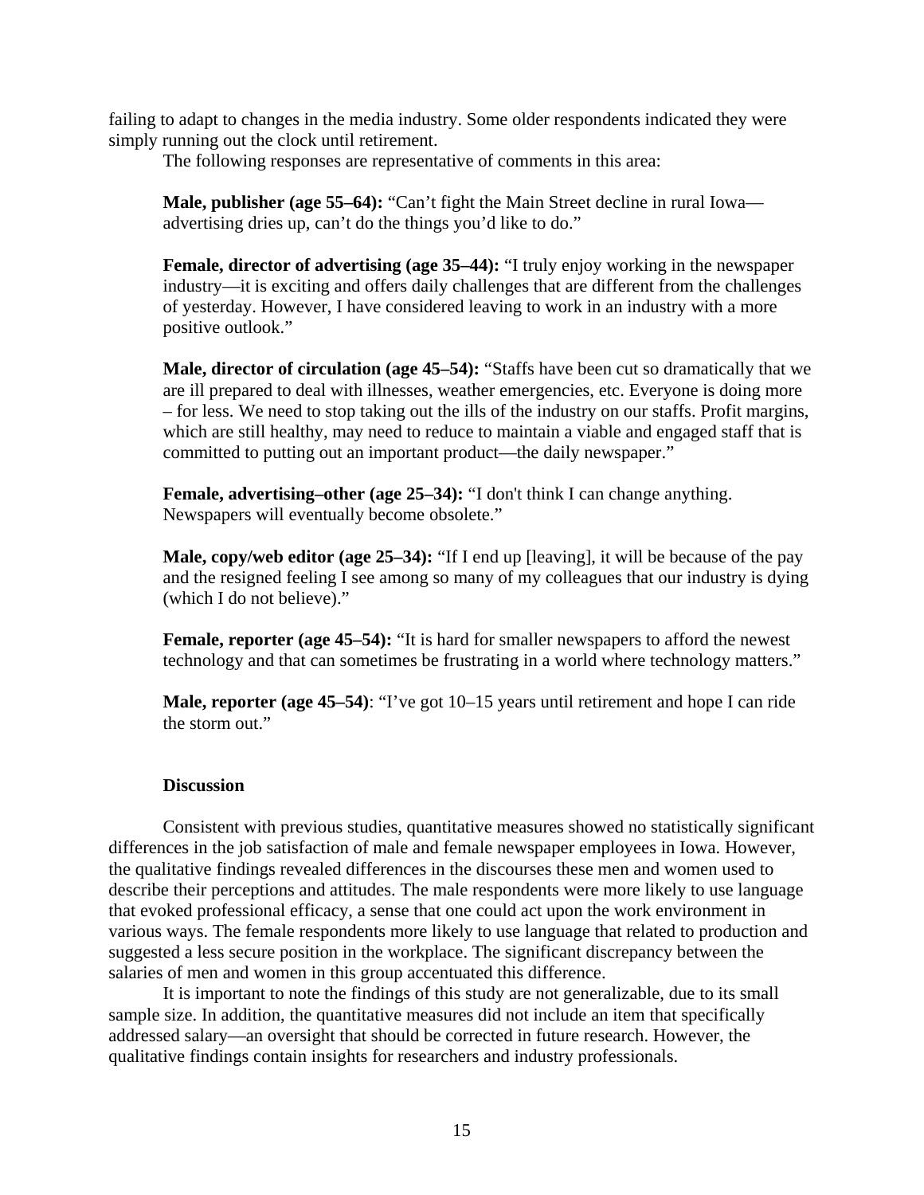failing to adapt to changes in the media industry. Some older respondents indicated they were simply running out the clock until retirement.

The following responses are representative of comments in this area:

> **Male, publisher (age 55–64):** "Can't fight the Main Street decline in rural Iowa—advertising dries up, can't do the things you'd like to do."
>
> **Female, director of advertising (age 35–44):** "I truly enjoy working in the newspaper industry—it is exciting and offers daily challenges that are different from the challenges of yesterday. However, I have considered leaving to work in an industry with a more positive outlook."
>
> **Male, director of circulation (age 45–54):** "Staffs have been cut so dramatically that we are ill prepared to deal with illnesses, weather emergencies, etc. Everyone is doing more – for less. We need to stop taking out the ills of the industry on our staffs. Profit margins, which are still healthy, may need to reduce to maintain a viable and engaged staff that is committed to putting out an important product—the daily newspaper."
>
> **Female, advertising–other (age 25–34):** "I don't think I can change anything. Newspapers will eventually become obsolete."
>
> **Male, copy/web editor (age 25–34):** "If I end up [leaving], it will be because of the pay and the resigned feeling I see among so many of my colleagues that our industry is dying (which I do not believe)."
>
> **Female, reporter (age 45–54):** "It is hard for smaller newspapers to afford the newest technology and that can sometimes be frustrating in a world where technology matters."
>
> **Male, reporter (age 45–54)**: "I've got 10–15 years until retirement and hope I can ride the storm out."

## Discussion

Consistent with previous studies, quantitative measures showed no statistically significant differences in the job satisfaction of male and female newspaper employees in Iowa. However, the qualitative findings revealed differences in the discourses these men and women used to describe their perceptions and attitudes. The male respondents were more likely to use language that evoked professional efficacy, a sense that one could act upon the work environment in various ways. The female respondents more likely to use language that related to production and suggested a less secure position in the workplace. The significant discrepancy between the salaries of men and women in this group accentuated this difference.

It is important to note the findings of this study are not generalizable, due to its small sample size. In addition, the quantitative measures did not include an item that specifically addressed salary—an oversight that should be corrected in future research. However, the qualitative findings contain insights for researchers and industry professionals.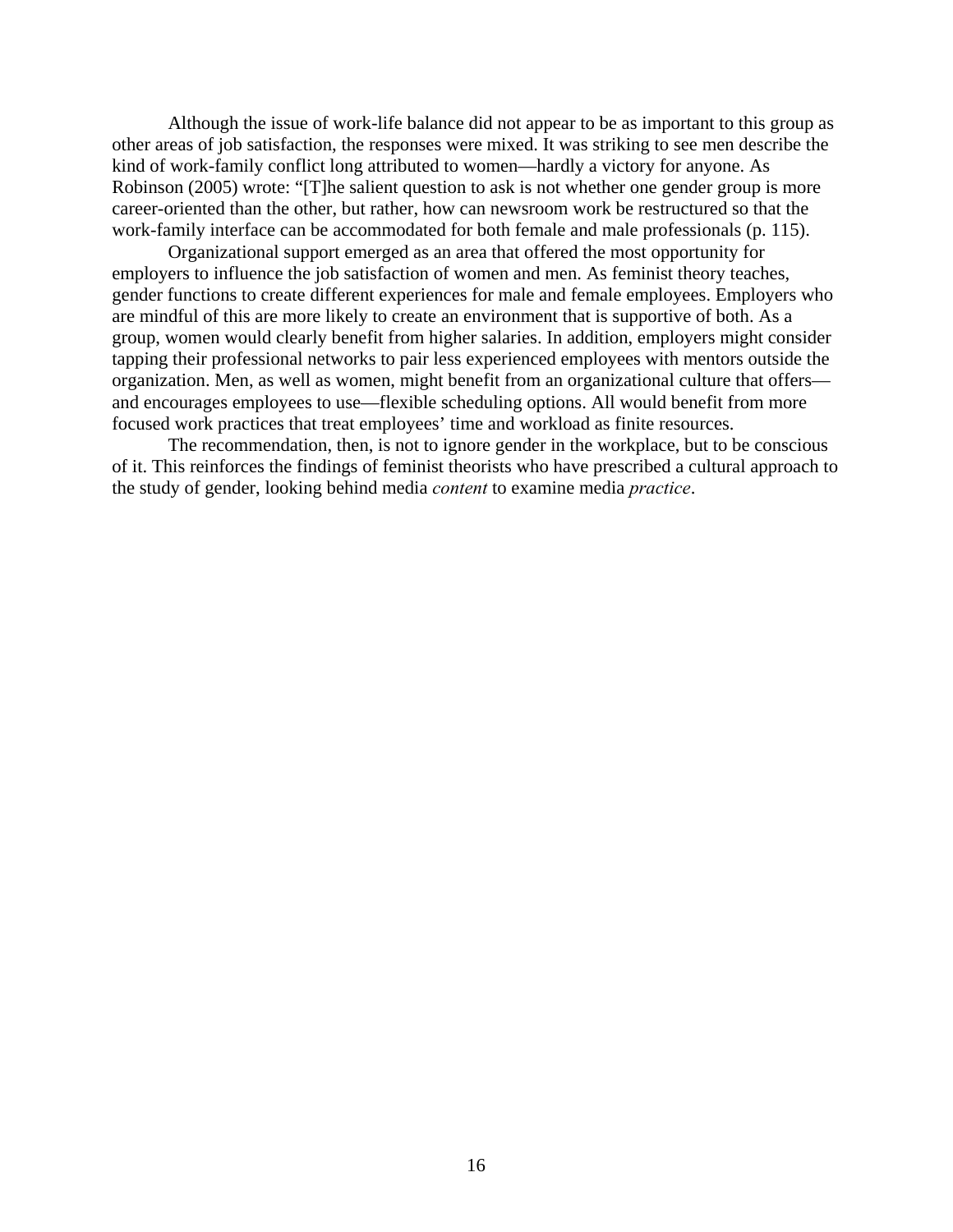Although the issue of work-life balance did not appear to be as important to this group as other areas of job satisfaction, the responses were mixed. It was striking to see men describe the kind of work-family conflict long attributed to women—hardly a victory for anyone. As Robinson (2005) wrote: “[T]he salient question to ask is not whether one gender group is more career-oriented than the other, but rather, how can newsroom work be restructured so that the work-family interface can be accommodated for both female and male professionals (p. 115).

Organizational support emerged as an area that offered the most opportunity for employers to influence the job satisfaction of women and men. As feminist theory teaches, gender functions to create different experiences for male and female employees. Employers who are mindful of this are more likely to create an environment that is supportive of both. As a group, women would clearly benefit from higher salaries. In addition, employers might consider tapping their professional networks to pair less experienced employees with mentors outside the organization. Men, as well as women, might benefit from an organizational culture that offers—and encourages employees to use—flexible scheduling options. All would benefit from more focused work practices that treat employees’ time and workload as finite resources.

The recommendation, then, is not to ignore gender in the workplace, but to be conscious of it. This reinforces the findings of feminist theorists who have prescribed a cultural approach to the study of gender, looking behind media *content* to examine media *practice*.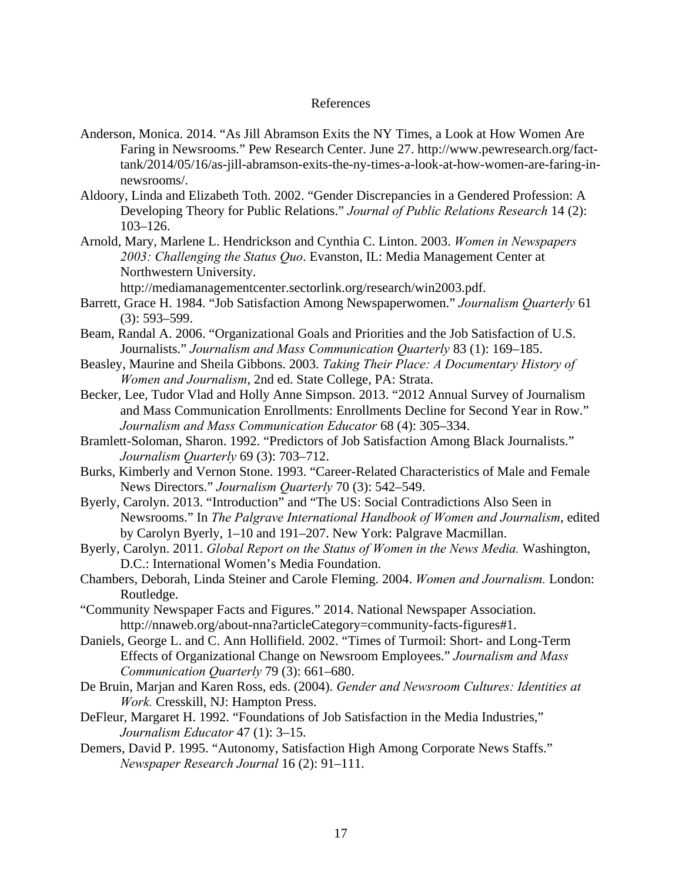# References

Anderson, Monica. 2014. "As Jill Abramson Exits the NY Times, a Look at How Women Are Faring in Newsrooms." Pew Research Center. June 27. http://www.pewresearch.org/fact-tank/2014/05/16/as-jill-abramson-exits-the-ny-times-a-look-at-how-women-are-faring-in-newsrooms/.

Aldoory, Linda and Elizabeth Toth. 2002. "Gender Discrepancies in a Gendered Profession: A Developing Theory for Public Relations." *Journal of Public Relations Research* 14 (2): 103–126.

Arnold, Mary, Marlene L. Hendrickson and Cynthia C. Linton. 2003. *Women in Newspapers 2003: Challenging the Status Quo*. Evanston, IL: Media Management Center at Northwestern University. http://mediamanagementcenter.sectorlink.org/research/win2003.pdf.

Barrett, Grace H. 1984. "Job Satisfaction Among Newspaperwomen." *Journalism Quarterly* 61 (3): 593–599.

Beam, Randal A. 2006. "Organizational Goals and Priorities and the Job Satisfaction of U.S. Journalists." *Journalism and Mass Communication Quarterly* 83 (1): 169–185.

Beasley, Maurine and Sheila Gibbons. 2003. *Taking Their Place: A Documentary History of Women and Journalism*, 2nd ed. State College, PA: Strata.

Becker, Lee, Tudor Vlad and Holly Anne Simpson. 2013. "2012 Annual Survey of Journalism and Mass Communication Enrollments: Enrollments Decline for Second Year in Row." *Journalism and Mass Communication Educator* 68 (4): 305–334.

Bramlett-Soloman, Sharon. 1992. "Predictors of Job Satisfaction Among Black Journalists." *Journalism Quarterly* 69 (3): 703–712.

Burks, Kimberly and Vernon Stone. 1993. "Career-Related Characteristics of Male and Female News Directors." *Journalism Quarterly* 70 (3): 542–549.

Byerly, Carolyn. 2013. "Introduction" and "The US: Social Contradictions Also Seen in Newsrooms." In *The Palgrave International Handbook of Women and Journalism*, edited by Carolyn Byerly, 1–10 and 191–207. New York: Palgrave Macmillan.

Byerly, Carolyn. 2011. *Global Report on the Status of Women in the News Media.* Washington, D.C.: International Women's Media Foundation.

Chambers, Deborah, Linda Steiner and Carole Fleming. 2004. *Women and Journalism.* London: Routledge.

"Community Newspaper Facts and Figures." 2014. National Newspaper Association. http://nnaweb.org/about-nna?articleCategory=community-facts-figures#1.

Daniels, George L. and C. Ann Hollifield. 2002. "Times of Turmoil: Short- and Long-Term Effects of Organizational Change on Newsroom Employees." *Journalism and Mass Communication Quarterly* 79 (3): 661–680.

De Bruin, Marjan and Karen Ross, eds. (2004). *Gender and Newsroom Cultures: Identities at Work.* Cresskill, NJ: Hampton Press.

DeFleur, Margaret H. 1992. "Foundations of Job Satisfaction in the Media Industries," *Journalism Educator* 47 (1): 3–15.

Demers, David P. 1995. "Autonomy, Satisfaction High Among Corporate News Staffs." *Newspaper Research Journal* 16 (2): 91–111.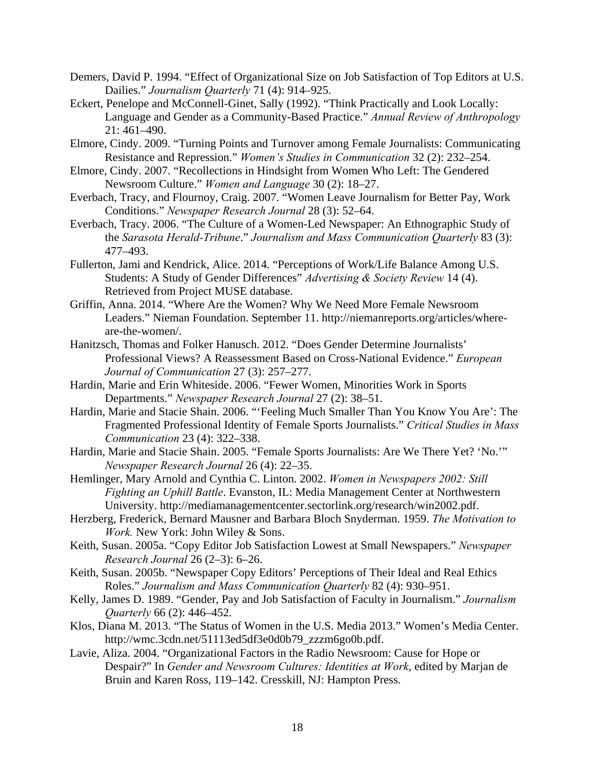Demers, David P. 1994. "Effect of Organizational Size on Job Satisfaction of Top Editors at U.S. Dailies." *Journalism Quarterly* 71 (4): 914–925.

Eckert, Penelope and McConnell-Ginet, Sally (1992). "Think Practically and Look Locally: Language and Gender as a Community-Based Practice." *Annual Review of Anthropology* 21: 461–490.

Elmore, Cindy. 2009. "Turning Points and Turnover among Female Journalists: Communicating Resistance and Repression." *Women's Studies in Communication* 32 (2): 232–254.

Elmore, Cindy. 2007. "Recollections in Hindsight from Women Who Left: The Gendered Newsroom Culture." *Women and Language* 30 (2): 18–27.

Everbach, Tracy, and Flournoy, Craig. 2007. "Women Leave Journalism for Better Pay, Work Conditions." *Newspaper Research Journal* 28 (3): 52–64.

Everbach, Tracy. 2006. "The Culture of a Women-Led Newspaper: An Ethnographic Study of the *Sarasota Herald-Tribune*." *Journalism and Mass Communication Quarterly* 83 (3): 477–493.

Fullerton, Jami and Kendrick, Alice. 2014. "Perceptions of Work/Life Balance Among U.S. Students: A Study of Gender Differences" *Advertising & Society Review* 14 (4). Retrieved from Project MUSE database.

Griffin, Anna. 2014. "Where Are the Women? Why We Need More Female Newsroom Leaders." Nieman Foundation. September 11. http://niemanreports.org/articles/where-are-the-women/.

Hanitzsch, Thomas and Folker Hanusch. 2012. "Does Gender Determine Journalists' Professional Views? A Reassessment Based on Cross-National Evidence." *European Journal of Communication* 27 (3): 257–277.

Hardin, Marie and Erin Whiteside. 2006. "Fewer Women, Minorities Work in Sports Departments." *Newspaper Research Journal* 27 (2): 38–51.

Hardin, Marie and Stacie Shain. 2006. "'Feeling Much Smaller Than You Know You Are': The Fragmented Professional Identity of Female Sports Journalists." *Critical Studies in Mass Communication* 23 (4): 322–338.

Hardin, Marie and Stacie Shain. 2005. "Female Sports Journalists: Are We There Yet? 'No.'" *Newspaper Research Journal* 26 (4): 22–35.

Hemlinger, Mary Arnold and Cynthia C. Linton. 2002. *Women in Newspapers 2002: Still Fighting an Uphill Battle*. Evanston, IL: Media Management Center at Northwestern University. http://mediamanagementcenter.sectorlink.org/research/win2002.pdf.

Herzberg, Frederick, Bernard Mausner and Barbara Bloch Snyderman. 1959. *The Motivation to Work.* New York: John Wiley & Sons.

Keith, Susan. 2005a. "Copy Editor Job Satisfaction Lowest at Small Newspapers." *Newspaper Research Journal* 26 (2–3): 6–26.

Keith, Susan. 2005b. "Newspaper Copy Editors' Perceptions of Their Ideal and Real Ethics Roles." *Journalism and Mass Communication Quarterly* 82 (4): 930–951.

Kelly, James D. 1989. "Gender, Pay and Job Satisfaction of Faculty in Journalism." *Journalism Quarterly* 66 (2): 446–452.

Klos, Diana M. 2013. "The Status of Women in the U.S. Media 2013." Women's Media Center. http://wmc.3cdn.net/51113ed5df3e0d0b79_zzzm6go0b.pdf.

Lavie, Aliza. 2004. "Organizational Factors in the Radio Newsroom: Cause for Hope or Despair?" In *Gender and Newsroom Cultures: Identities at Work*, edited by Marjan de Bruin and Karen Ross, 119–142. Cresskill, NJ: Hampton Press.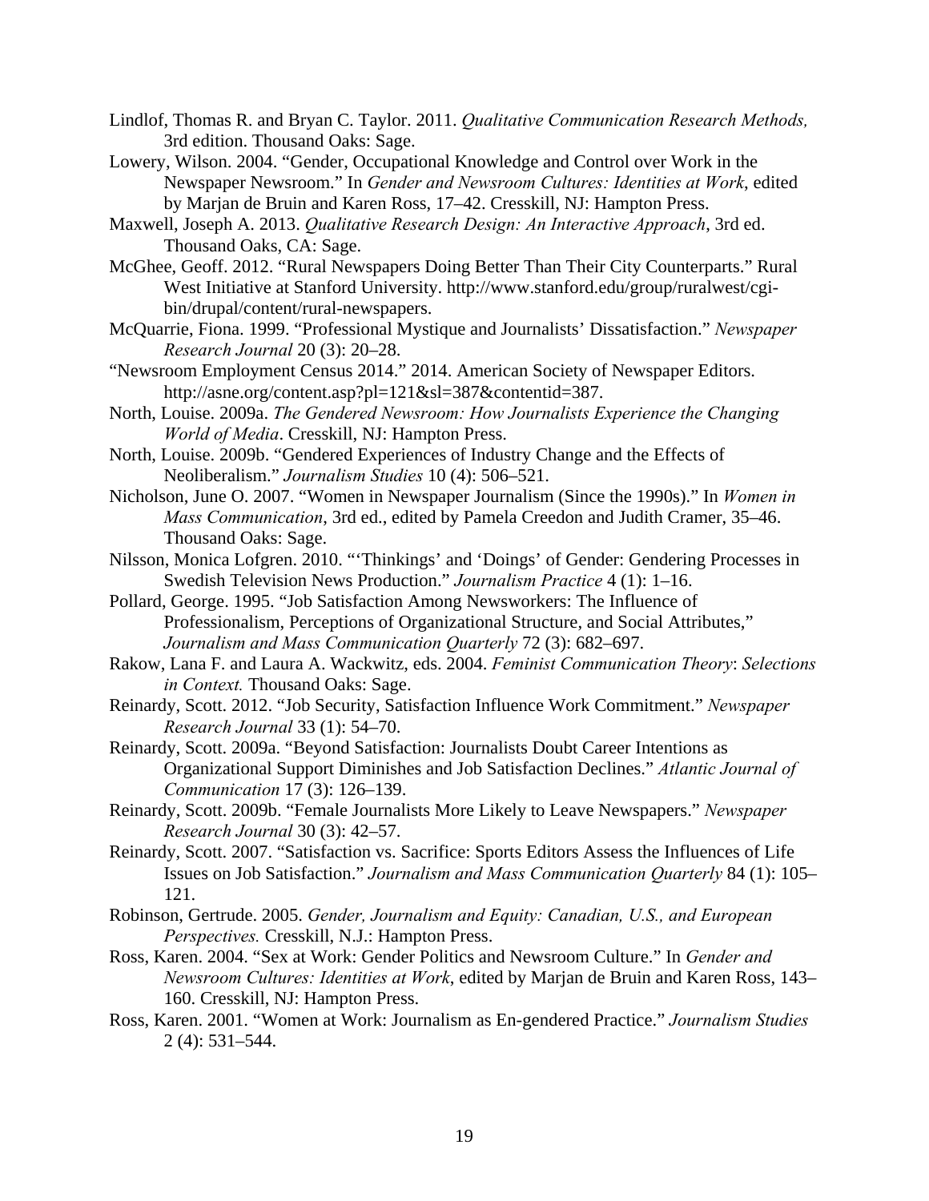Lindlof, Thomas R. and Bryan C. Taylor. 2011. *Qualitative Communication Research Methods,* 3rd edition. Thousand Oaks: Sage.

Lowery, Wilson. 2004. "Gender, Occupational Knowledge and Control over Work in the Newspaper Newsroom." In *Gender and Newsroom Cultures: Identities at Work*, edited by Marjan de Bruin and Karen Ross, 17–42. Cresskill, NJ: Hampton Press.

Maxwell, Joseph A. 2013. *Qualitative Research Design: An Interactive Approach*, 3rd ed. Thousand Oaks, CA: Sage.

McGhee, Geoff. 2012. "Rural Newspapers Doing Better Than Their City Counterparts." Rural West Initiative at Stanford University. http://www.stanford.edu/group/ruralwest/cgi-bin/drupal/content/rural-newspapers.

McQuarrie, Fiona. 1999. "Professional Mystique and Journalists' Dissatisfaction." *Newspaper Research Journal* 20 (3): 20–28.

"Newsroom Employment Census 2014." 2014. American Society of Newspaper Editors. http://asne.org/content.asp?pl=121&sl=387&contentid=387.

North, Louise. 2009a. *The Gendered Newsroom: How Journalists Experience the Changing World of Media*. Cresskill, NJ: Hampton Press.

North, Louise. 2009b. "Gendered Experiences of Industry Change and the Effects of Neoliberalism." *Journalism Studies* 10 (4): 506–521.

Nicholson, June O. 2007. "Women in Newspaper Journalism (Since the 1990s)." In *Women in Mass Communication*, 3rd ed., edited by Pamela Creedon and Judith Cramer, 35–46. Thousand Oaks: Sage.

Nilsson, Monica Lofgren. 2010. "'Thinkings' and 'Doings' of Gender: Gendering Processes in Swedish Television News Production." *Journalism Practice* 4 (1): 1–16.

Pollard, George. 1995. "Job Satisfaction Among Newsworkers: The Influence of Professionalism, Perceptions of Organizational Structure, and Social Attributes," *Journalism and Mass Communication Quarterly* 72 (3): 682–697.

Rakow, Lana F. and Laura A. Wackwitz, eds. 2004. *Feminist Communication Theory*: *Selections in Context.* Thousand Oaks: Sage.

Reinardy, Scott. 2012. "Job Security, Satisfaction Influence Work Commitment." *Newspaper Research Journal* 33 (1): 54–70.

Reinardy, Scott. 2009a. "Beyond Satisfaction: Journalists Doubt Career Intentions as Organizational Support Diminishes and Job Satisfaction Declines." *Atlantic Journal of Communication* 17 (3): 126–139.

Reinardy, Scott. 2009b. "Female Journalists More Likely to Leave Newspapers." *Newspaper Research Journal* 30 (3): 42–57.

Reinardy, Scott. 2007. "Satisfaction vs. Sacrifice: Sports Editors Assess the Influences of Life Issues on Job Satisfaction." *Journalism and Mass Communication Quarterly* 84 (1): 105–121.

Robinson, Gertrude. 2005. *Gender, Journalism and Equity: Canadian, U.S., and European Perspectives.* Cresskill, N.J.: Hampton Press.

Ross, Karen. 2004. "Sex at Work: Gender Politics and Newsroom Culture." In *Gender and Newsroom Cultures: Identities at Work*, edited by Marjan de Bruin and Karen Ross, 143–160. Cresskill, NJ: Hampton Press.

Ross, Karen. 2001. "Women at Work: Journalism as En-gendered Practice." *Journalism Studies* 2 (4): 531–544.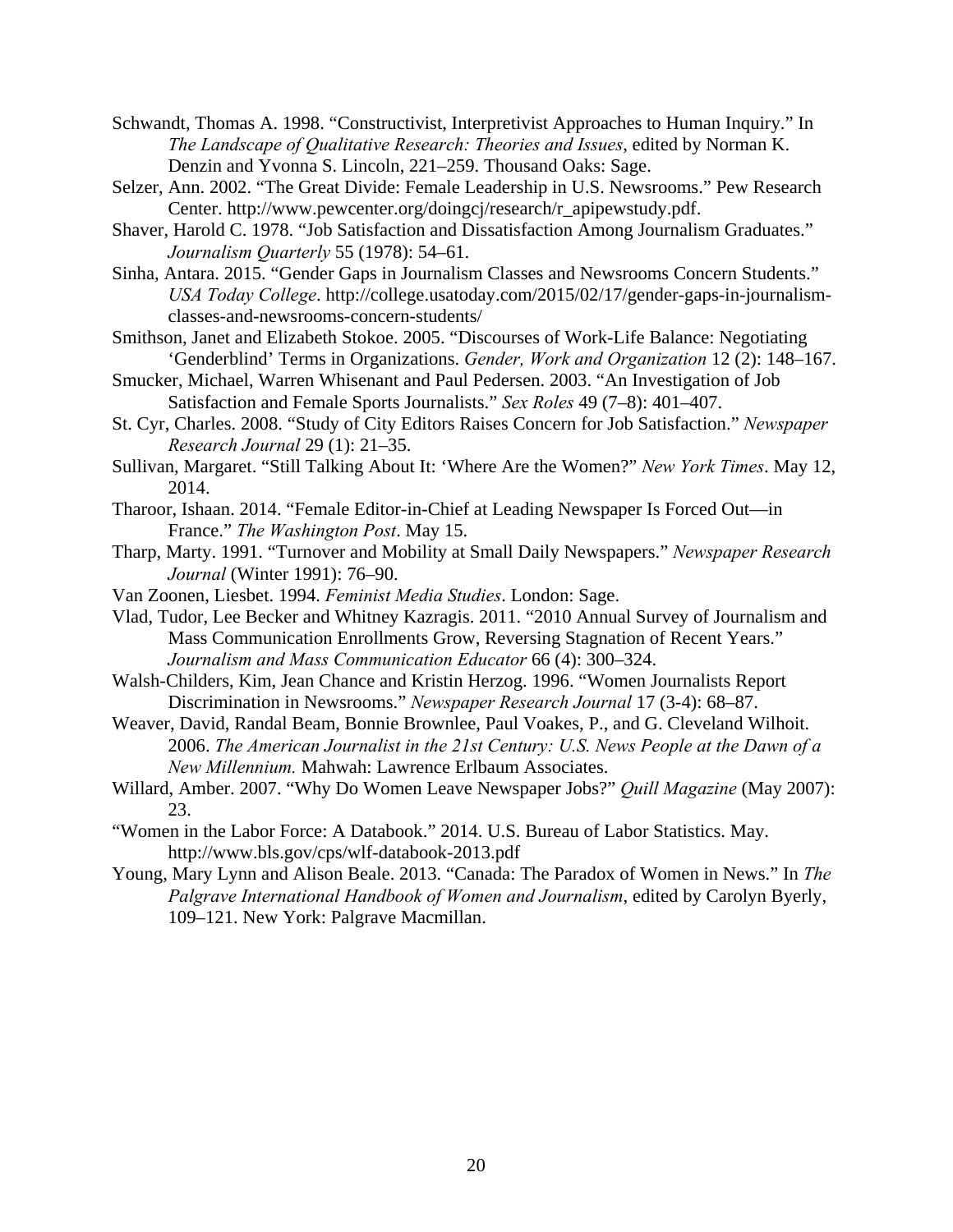Schwandt, Thomas A. 1998. “Constructivist, Interpretivist Approaches to Human Inquiry.” In *The Landscape of Qualitative Research: Theories and Issues*, edited by Norman K. Denzin and Yvonna S. Lincoln, 221–259. Thousand Oaks: Sage.

Selzer, Ann. 2002. “The Great Divide: Female Leadership in U.S. Newsrooms.” Pew Research Center. http://www.pewcenter.org/doingcj/research/r_apipewstudy.pdf.

Shaver, Harold C. 1978. “Job Satisfaction and Dissatisfaction Among Journalism Graduates.” *Journalism Quarterly* 55 (1978): 54–61.

Sinha, Antara. 2015. “Gender Gaps in Journalism Classes and Newsrooms Concern Students.” *USA Today College*. http://college.usatoday.com/2015/02/17/gender-gaps-in-journalism-classes-and-newsrooms-concern-students/

Smithson, Janet and Elizabeth Stokoe. 2005. “Discourses of Work-Life Balance: Negotiating ‘Genderblind’ Terms in Organizations. *Gender, Work and Organization* 12 (2): 148–167.

Smucker, Michael, Warren Whisenant and Paul Pedersen. 2003. “An Investigation of Job Satisfaction and Female Sports Journalists.” *Sex Roles* 49 (7–8): 401–407.

St. Cyr, Charles. 2008. “Study of City Editors Raises Concern for Job Satisfaction.” *Newspaper Research Journal* 29 (1): 21–35.

Sullivan, Margaret. “Still Talking About It: ‘Where Are the Women?” *New York Times*. May 12, 2014.

Tharoor, Ishaan. 2014. “Female Editor-in-Chief at Leading Newspaper Is Forced Out—in France.” *The Washington Post*. May 15.

Tharp, Marty. 1991. “Turnover and Mobility at Small Daily Newspapers.” *Newspaper Research Journal* (Winter 1991): 76–90.

Van Zoonen, Liesbet. 1994. *Feminist Media Studies*. London: Sage.

Vlad, Tudor, Lee Becker and Whitney Kazragis. 2011. “2010 Annual Survey of Journalism and Mass Communication Enrollments Grow, Reversing Stagnation of Recent Years.” *Journalism and Mass Communication Educator* 66 (4): 300–324.

Walsh-Childers, Kim, Jean Chance and Kristin Herzog. 1996. “Women Journalists Report Discrimination in Newsrooms.” *Newspaper Research Journal* 17 (3-4): 68–87.

Weaver, David, Randal Beam, Bonnie Brownlee, Paul Voakes, P., and G. Cleveland Wilhoit. 2006. *The American Journalist in the 21st Century: U.S. News People at the Dawn of a New Millennium.* Mahwah: Lawrence Erlbaum Associates.

Willard, Amber. 2007. “Why Do Women Leave Newspaper Jobs?” *Quill Magazine* (May 2007): 23.

“Women in the Labor Force: A Databook.” 2014. U.S. Bureau of Labor Statistics. May. http://www.bls.gov/cps/wlf-databook-2013.pdf

Young, Mary Lynn and Alison Beale. 2013. “Canada: The Paradox of Women in News.” In *The Palgrave International Handbook of Women and Journalism*, edited by Carolyn Byerly, 109–121. New York: Palgrave Macmillan.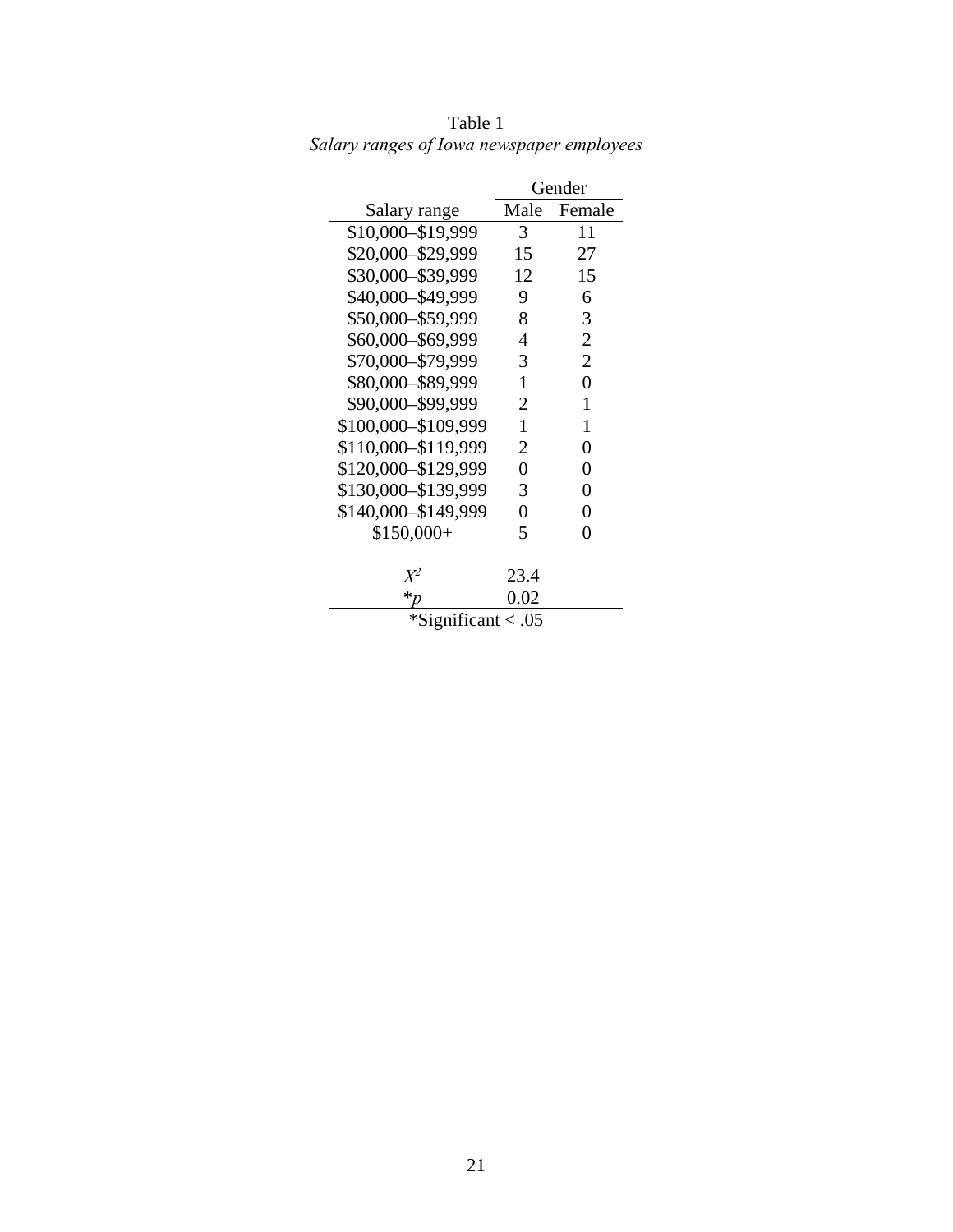Table 1

*Salary ranges of Iowa newspaper employees*

| | Gender | |
|---|---|---|
| Salary range | Male | Female |
| \$10,000–\$19,999 | 3 | 11 |
| \$20,000–\$29,999 | 15 | 27 |
| \$30,000–\$39,999 | 12 | 15 |
| \$40,000–\$49,999 | 9 | 6 |
| \$50,000–\$59,999 | 8 | 3 |
| \$60,000–\$69,999 | 4 | 2 |
| \$70,000–\$79,999 | 3 | 2 |
| \$80,000–\$89,999 | 1 | 0 |
| \$90,000–\$99,999 | 2 | 1 |
| \$100,000–\$109,999 | 1 | 1 |
| \$110,000–\$119,999 | 2 | 0 |
| \$120,000–\$129,999 | 0 | 0 |
| \$130,000–\$139,999 | 3 | 0 |
| \$140,000–\$149,999 | 0 | 0 |
| \$150,000+ | 5 | 0 |
| $X^2$ | 23.4 | |
| \**p* | 0.02 | |

\*Significant < .05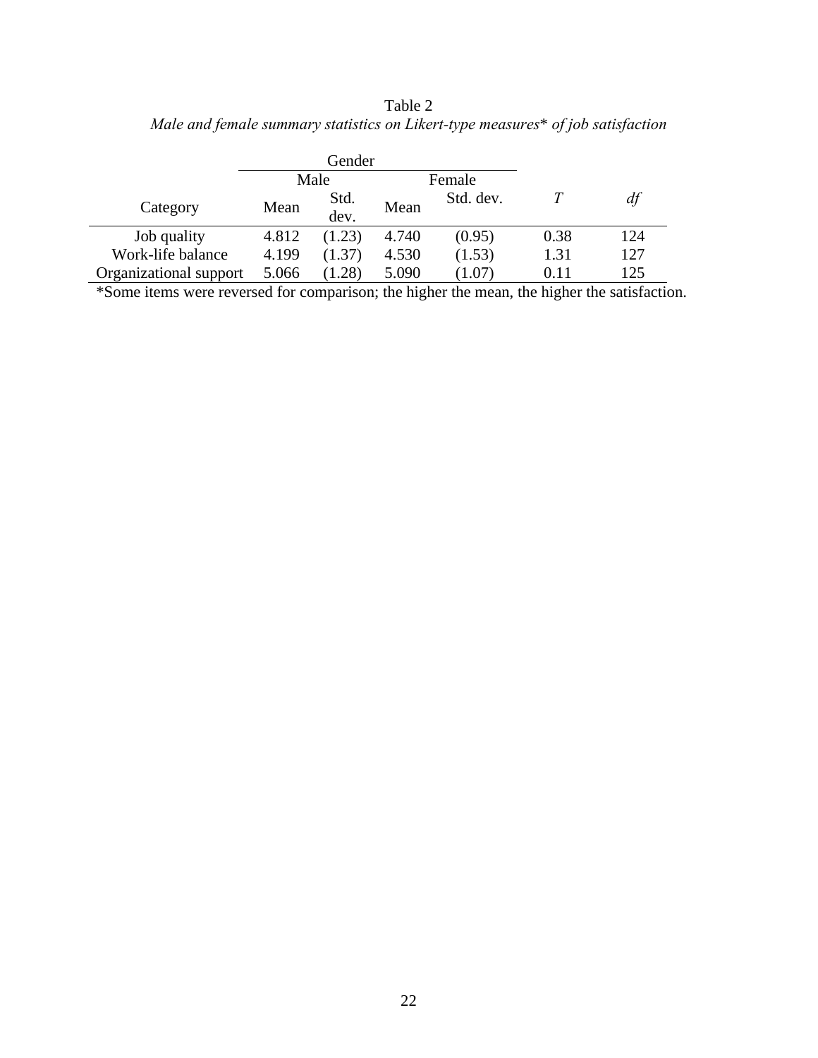Table 2

*Male and female summary statistics on Likert-type measures\* of job satisfaction*

| Category | Gender | | | | *T* | *df* |
|---|---|---|---|---|---|---|
| | Male | | Female | | | |
| | Mean | Std. dev. | Mean | Std. dev. | | |
| Job quality | 4.812 | (1.23) | 4.740 | (0.95) | 0.38 | 124 |
| Work-life balance | 4.199 | (1.37) | 4.530 | (1.53) | 1.31 | 127 |
| Organizational support | 5.066 | (1.28) | 5.090 | (1.07) | 0.11 | 125 |

*Some items were reversed for comparison; the higher the mean, the higher the satisfaction.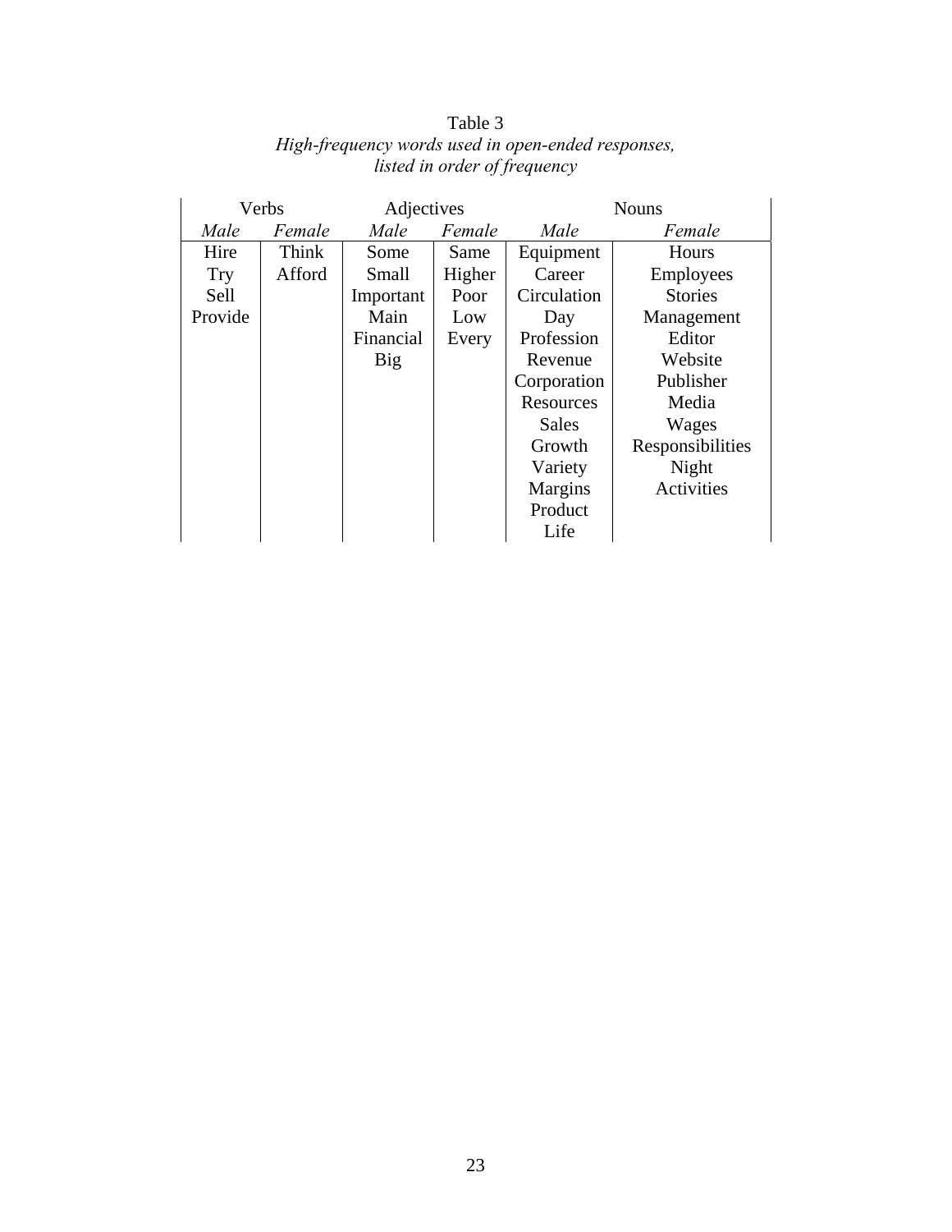Table 3
*High-frequency words used in open-ended responses, listed in order of frequency*

| Verbs | | Adjectives | | Nouns | |
|---|---|---|---|---|---|
| *Male* | *Female* | *Male* | *Female* | *Male* | *Female* |
| Hire | Think | Some | Same | Equipment | Hours |
| Try | Afford | Small | Higher | Career | Employees |
| Sell | | Important | Poor | Circulation | Stories |
| Provide | | Main | Low | Day | Management |
| | | Financial | Every | Profession | Editor |
| | | Big | | Revenue | Website |
| | | | | Corporation | Publisher |
| | | | | Resources | Media |
| | | | | Sales | Wages |
| | | | | Growth | Responsibilities |
| | | | | Variety | Night |
| | | | | Margins | Activities |
| | | | | Product | |
| | | | | Life | |